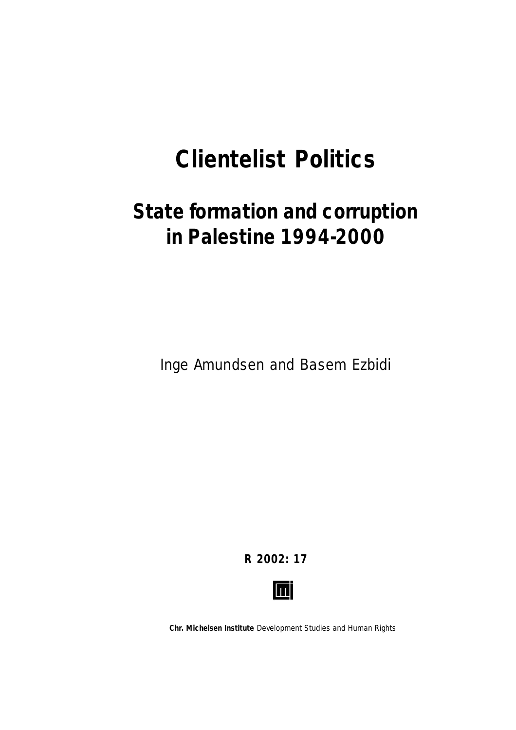# Clientelist Politics

## State formation and corruption in Palestine 1994-2000

Inge Amundsen and Basem Ezbidi

**R 2002: 17**

**Chr. Michelsen Institute** Development Studies and Human Rights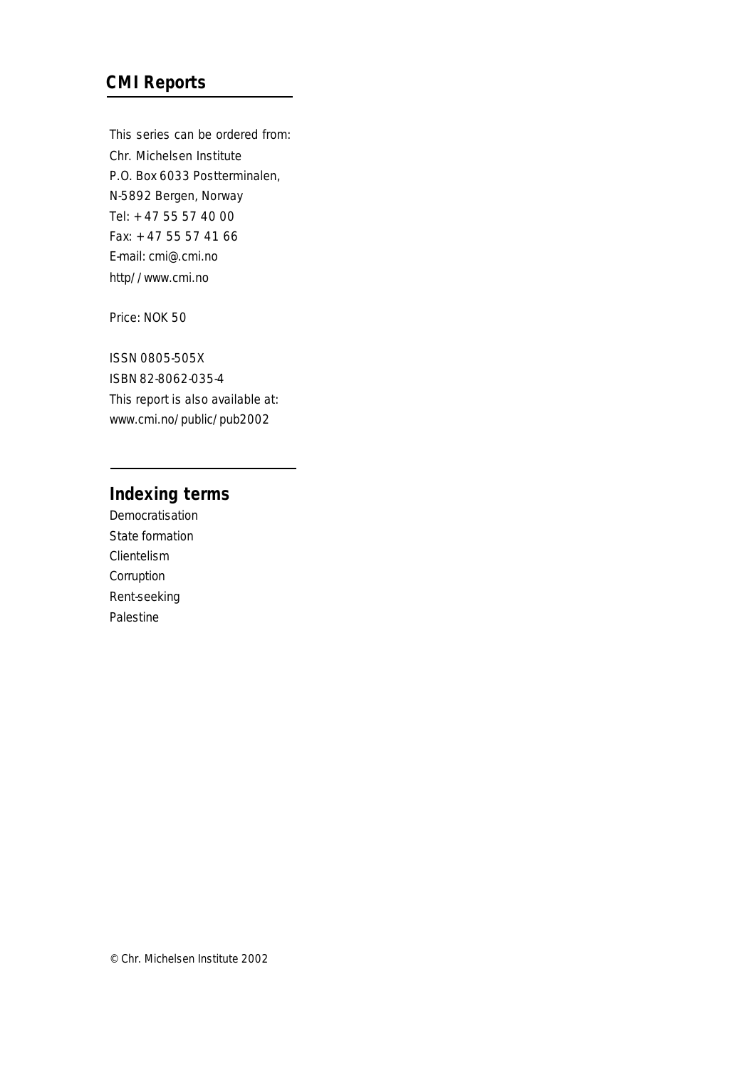## CMI Reports

This series can be ordered from:
Chr. Michelsen Institute
P.O. Box 6033 Postterminalen,
N-5892 Bergen, Norway
Tel: + 47 55 57 40 00
Fax: + 47 55 57 41 66
E-mail: cmi@.cmi.no
http//www.cmi.no

Price: NOK 50

ISSN 0805-505X
ISBN 82-8062-035-4
This report is also available at:
www.cmi.no/public/pub2002

## Indexing terms

Democratisation
State formation
Clientelism
Corruption
Rent-seeking
Palestine

© Chr. Michelsen Institute 2002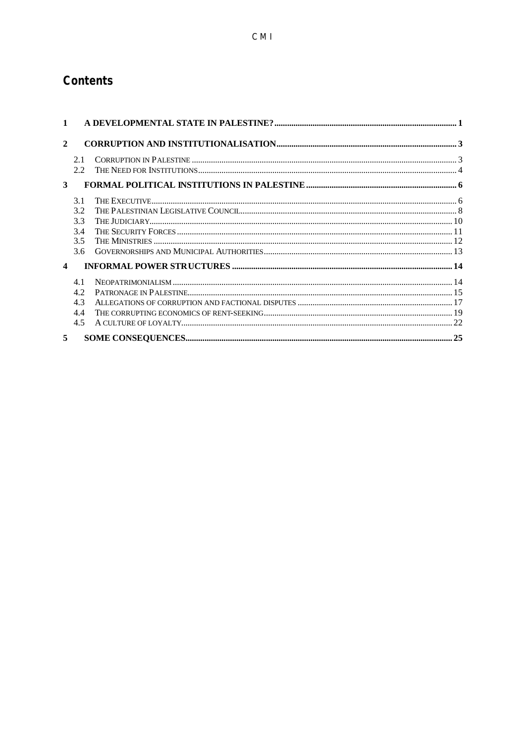# Contents

1 A DEVELOPMENTAL STATE IN PALESTINE? ..... 1

2 CORRUPTION AND INSTITUTIONALISATION ..... 3

- 2.1 CORRUPTION IN PALESTINE ..... 3
- 2.2 THE NEED FOR INSTITUTIONS ..... 4

3 FORMAL POLITICAL INSTITUTIONS IN PALESTINE ..... 6

- 3.1 THE EXECUTIVE ..... 6
- 3.2 THE PALESTINIAN LEGISLATIVE COUNCIL ..... 8
- 3.3 THE JUDICIARY ..... 10
- 3.4 THE SECURITY FORCES ..... 11
- 3.5 THE MINISTRIES ..... 12
- 3.6 GOVERNORSHIPS AND MUNICIPAL AUTHORITIES ..... 13

4 INFORMAL POWER STRUCTURES ..... 14

- 4.1 NEOPATRIMONIALISM ..... 14
- 4.2 PATRONAGE IN PALESTINE ..... 15
- 4.3 ALLEGATIONS OF CORRUPTION AND FACTIONAL DISPUTES ..... 17
- 4.4 THE CORRUPTING ECONOMICS OF RENT-SEEKING ..... 19
- 4.5 A CULTURE OF LOYALTY ..... 22

5 SOME CONSEQUENCES ..... 25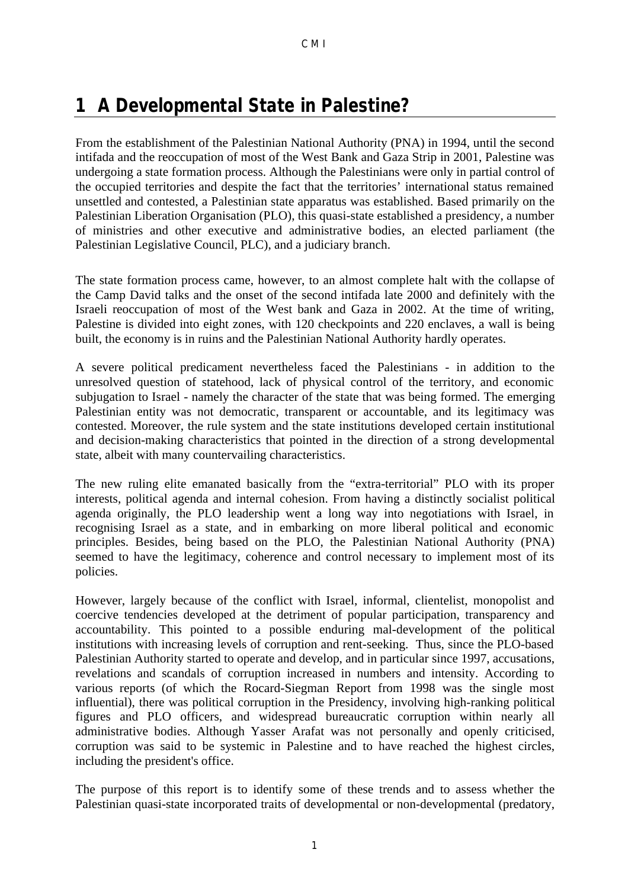# 1 A Developmental State in Palestine?

From the establishment of the Palestinian National Authority (PNA) in 1994, until the second intifada and the reoccupation of most of the West Bank and Gaza Strip in 2001, Palestine was undergoing a state formation process. Although the Palestinians were only in partial control of the occupied territories and despite the fact that the territories' international status remained unsettled and contested, a Palestinian state apparatus was established. Based primarily on the Palestinian Liberation Organisation (PLO), this quasi-state established a presidency, a number of ministries and other executive and administrative bodies, an elected parliament (the Palestinian Legislative Council, PLC), and a judiciary branch.

The state formation process came, however, to an almost complete halt with the collapse of the Camp David talks and the onset of the second intifada late 2000 and definitely with the Israeli reoccupation of most of the West bank and Gaza in 2002. At the time of writing, Palestine is divided into eight zones, with 120 checkpoints and 220 enclaves, a wall is being built, the economy is in ruins and the Palestinian National Authority hardly operates.

A severe political predicament nevertheless faced the Palestinians - in addition to the unresolved question of statehood, lack of physical control of the territory, and economic subjugation to Israel - namely the character of the state that was being formed. The emerging Palestinian entity was not democratic, transparent or accountable, and its legitimacy was contested. Moreover, the rule system and the state institutions developed certain institutional and decision-making characteristics that pointed in the direction of a strong developmental state, albeit with many countervailing characteristics.

The new ruling elite emanated basically from the "extra-territorial" PLO with its proper interests, political agenda and internal cohesion. From having a distinctly socialist political agenda originally, the PLO leadership went a long way into negotiations with Israel, in recognising Israel as a state, and in embarking on more liberal political and economic principles. Besides, being based on the PLO, the Palestinian National Authority (PNA) seemed to have the legitimacy, coherence and control necessary to implement most of its policies.

However, largely because of the conflict with Israel, informal, clientelist, monopolist and coercive tendencies developed at the detriment of popular participation, transparency and accountability. This pointed to a possible enduring mal-development of the political institutions with increasing levels of corruption and rent-seeking. Thus, since the PLO-based Palestinian Authority started to operate and develop, and in particular since 1997, accusations, revelations and scandals of corruption increased in numbers and intensity. According to various reports (of which the Rocard-Siegman Report from 1998 was the single most influential), there was political corruption in the Presidency, involving high-ranking political figures and PLO officers, and widespread bureaucratic corruption within nearly all administrative bodies. Although Yasser Arafat was not personally and openly criticised, corruption was said to be systemic in Palestine and to have reached the highest circles, including the president's office.

The purpose of this report is to identify some of these trends and to assess whether the Palestinian quasi-state incorporated traits of developmental or non-developmental (predatory,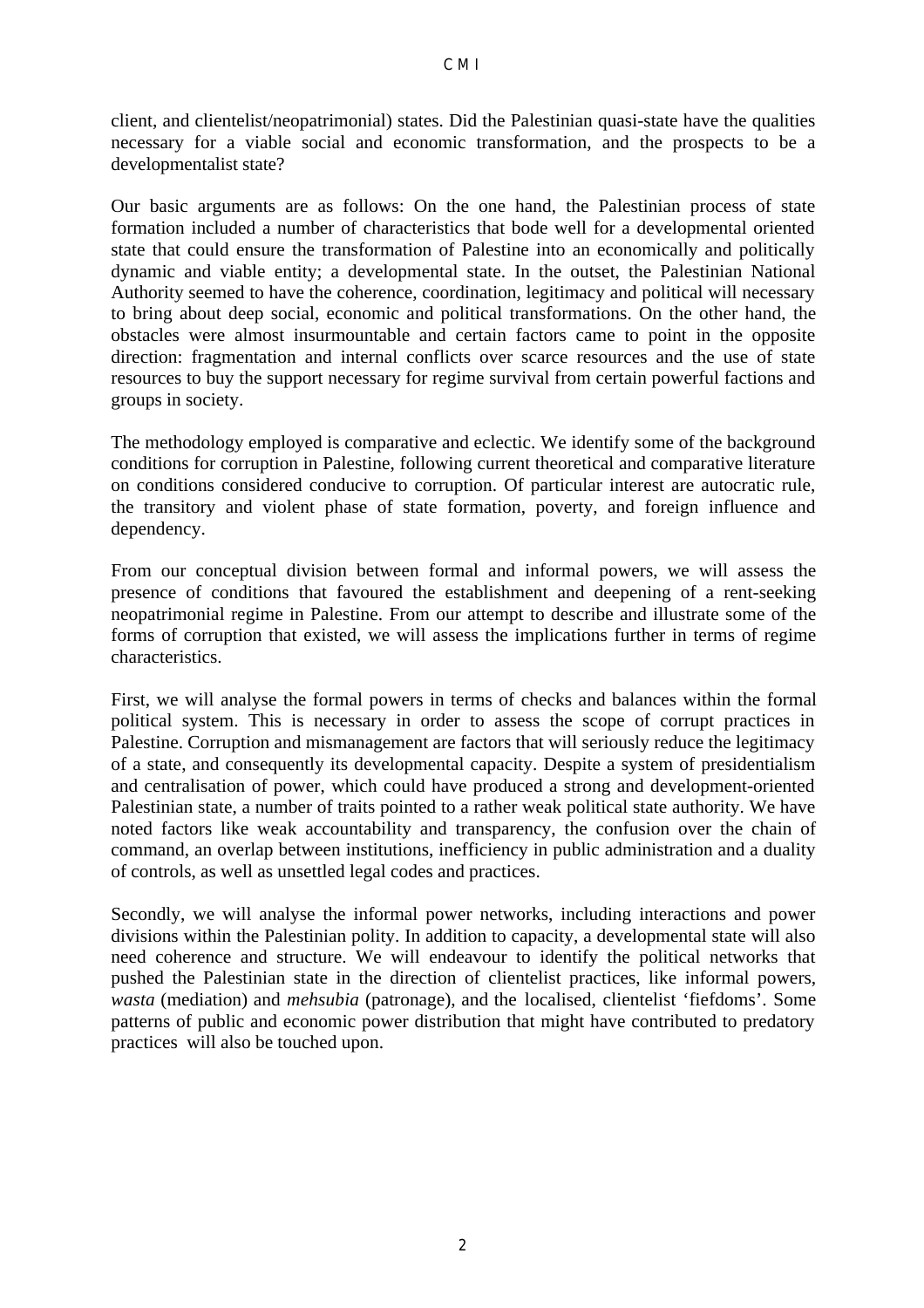client, and clientelist/neopatrimonial) states. Did the Palestinian quasi-state have the qualities necessary for a viable social and economic transformation, and the prospects to be a developmentalist state?

Our basic arguments are as follows: On the one hand, the Palestinian process of state formation included a number of characteristics that bode well for a developmental oriented state that could ensure the transformation of Palestine into an economically and politically dynamic and viable entity; a developmental state. In the outset, the Palestinian National Authority seemed to have the coherence, coordination, legitimacy and political will necessary to bring about deep social, economic and political transformations. On the other hand, the obstacles were almost insurmountable and certain factors came to point in the opposite direction: fragmentation and internal conflicts over scarce resources and the use of state resources to buy the support necessary for regime survival from certain powerful factions and groups in society.

The methodology employed is comparative and eclectic. We identify some of the background conditions for corruption in Palestine, following current theoretical and comparative literature on conditions considered conducive to corruption. Of particular interest are autocratic rule, the transitory and violent phase of state formation, poverty, and foreign influence and dependency.

From our conceptual division between formal and informal powers, we will assess the presence of conditions that favoured the establishment and deepening of a rent-seeking neopatrimonial regime in Palestine. From our attempt to describe and illustrate some of the forms of corruption that existed, we will assess the implications further in terms of regime characteristics.

First, we will analyse the formal powers in terms of checks and balances within the formal political system. This is necessary in order to assess the scope of corrupt practices in Palestine. Corruption and mismanagement are factors that will seriously reduce the legitimacy of a state, and consequently its developmental capacity. Despite a system of presidentialism and centralisation of power, which could have produced a strong and development-oriented Palestinian state, a number of traits pointed to a rather weak political state authority. We have noted factors like weak accountability and transparency, the confusion over the chain of command, an overlap between institutions, inefficiency in public administration and a duality of controls, as well as unsettled legal codes and practices.

Secondly, we will analyse the informal power networks, including interactions and power divisions within the Palestinian polity. In addition to capacity, a developmental state will also need coherence and structure. We will endeavour to identify the political networks that pushed the Palestinian state in the direction of clientelist practices, like informal powers, *wasta* (mediation) and *mehsubia* (patronage), and the localised, clientelist 'fiefdoms'. Some patterns of public and economic power distribution that might have contributed to predatory practices will also be touched upon.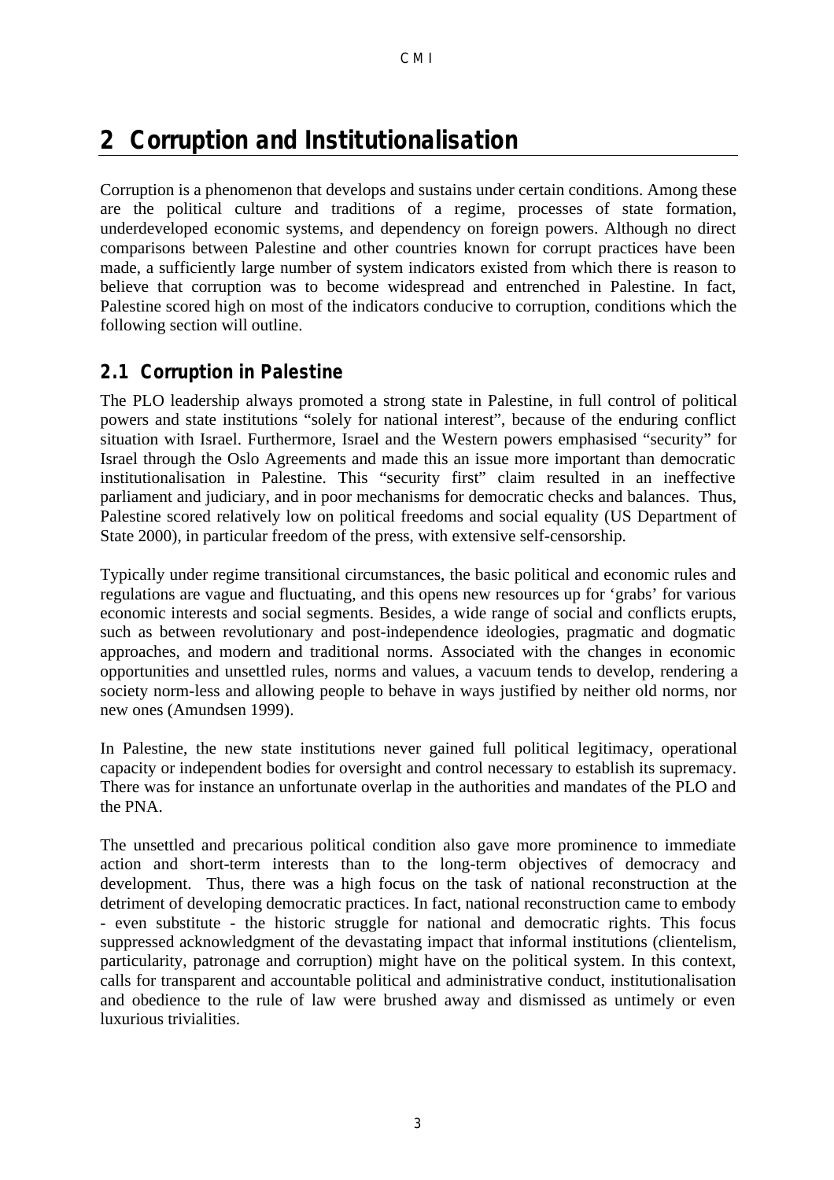# 2 Corruption and Institutionalisation

Corruption is a phenomenon that develops and sustains under certain conditions. Among these are the political culture and traditions of a regime, processes of state formation, underdeveloped economic systems, and dependency on foreign powers. Although no direct comparisons between Palestine and other countries known for corrupt practices have been made, a sufficiently large number of system indicators existed from which there is reason to believe that corruption was to become widespread and entrenched in Palestine. In fact, Palestine scored high on most of the indicators conducive to corruption, conditions which the following section will outline.

## 2.1 Corruption in Palestine

The PLO leadership always promoted a strong state in Palestine, in full control of political powers and state institutions "solely for national interest", because of the enduring conflict situation with Israel. Furthermore, Israel and the Western powers emphasised "security" for Israel through the Oslo Agreements and made this an issue more important than democratic institutionalisation in Palestine. This "security first" claim resulted in an ineffective parliament and judiciary, and in poor mechanisms for democratic checks and balances. Thus, Palestine scored relatively low on political freedoms and social equality (US Department of State 2000), in particular freedom of the press, with extensive self-censorship.

Typically under regime transitional circumstances, the basic political and economic rules and regulations are vague and fluctuating, and this opens new resources up for 'grabs' for various economic interests and social segments. Besides, a wide range of social and conflicts erupts, such as between revolutionary and post-independence ideologies, pragmatic and dogmatic approaches, and modern and traditional norms. Associated with the changes in economic opportunities and unsettled rules, norms and values, a vacuum tends to develop, rendering a society norm-less and allowing people to behave in ways justified by neither old norms, nor new ones (Amundsen 1999).

In Palestine, the new state institutions never gained full political legitimacy, operational capacity or independent bodies for oversight and control necessary to establish its supremacy. There was for instance an unfortunate overlap in the authorities and mandates of the PLO and the PNA.

The unsettled and precarious political condition also gave more prominence to immediate action and short-term interests than to the long-term objectives of democracy and development. Thus, there was a high focus on the task of national reconstruction at the detriment of developing democratic practices. In fact, national reconstruction came to embody - even substitute - the historic struggle for national and democratic rights. This focus suppressed acknowledgment of the devastating impact that informal institutions (clientelism, particularity, patronage and corruption) might have on the political system. In this context, calls for transparent and accountable political and administrative conduct, institutionalisation and obedience to the rule of law were brushed away and dismissed as untimely or even luxurious trivialities.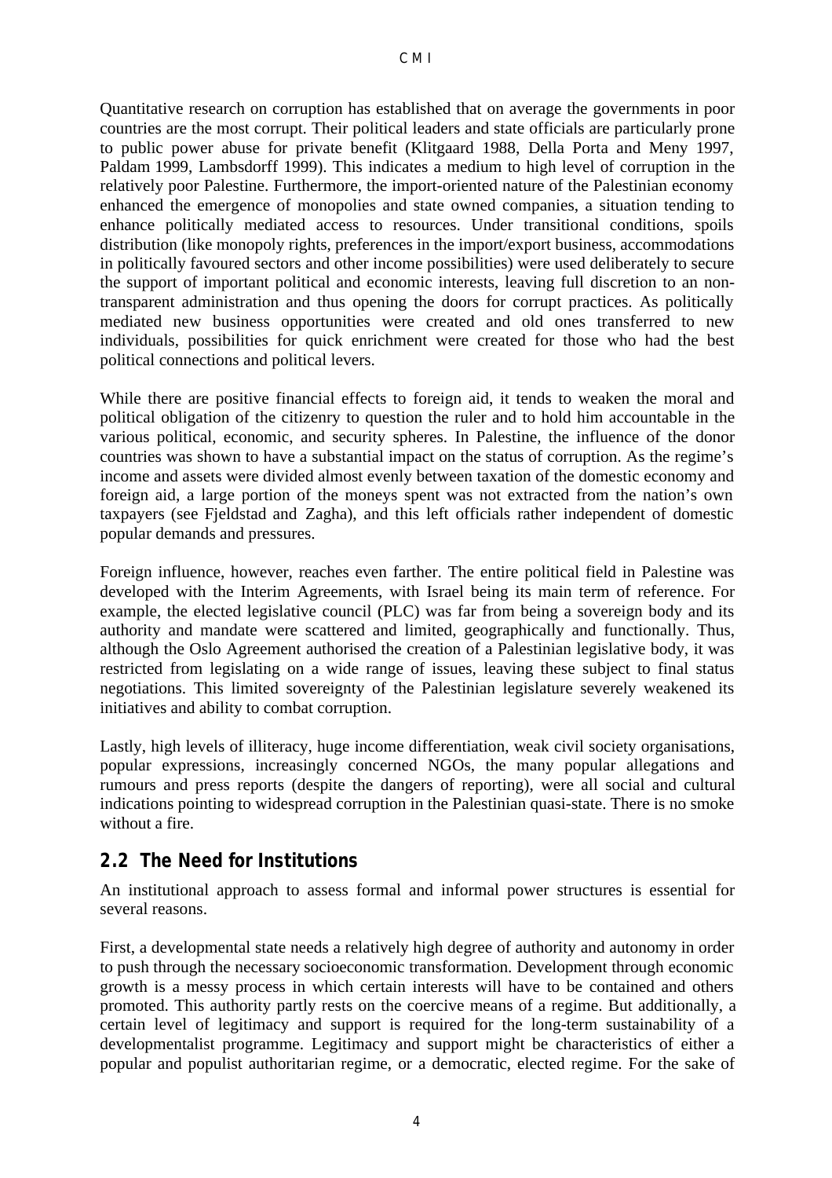Quantitative research on corruption has established that on average the governments in poor countries are the most corrupt. Their political leaders and state officials are particularly prone to public power abuse for private benefit (Klitgaard 1988, Della Porta and Meny 1997, Paldam 1999, Lambsdorff 1999). This indicates a medium to high level of corruption in the relatively poor Palestine. Furthermore, the import-oriented nature of the Palestinian economy enhanced the emergence of monopolies and state owned companies, a situation tending to enhance politically mediated access to resources. Under transitional conditions, spoils distribution (like monopoly rights, preferences in the import/export business, accommodations in politically favoured sectors and other income possibilities) were used deliberately to secure the support of important political and economic interests, leaving full discretion to an non-transparent administration and thus opening the doors for corrupt practices. As politically mediated new business opportunities were created and old ones transferred to new individuals, possibilities for quick enrichment were created for those who had the best political connections and political levers.

While there are positive financial effects to foreign aid, it tends to weaken the moral and political obligation of the citizenry to question the ruler and to hold him accountable in the various political, economic, and security spheres. In Palestine, the influence of the donor countries was shown to have a substantial impact on the status of corruption. As the regime's income and assets were divided almost evenly between taxation of the domestic economy and foreign aid, a large portion of the moneys spent was not extracted from the nation's own taxpayers (see Fjeldstad and Zagha), and this left officials rather independent of domestic popular demands and pressures.

Foreign influence, however, reaches even farther. The entire political field in Palestine was developed with the Interim Agreements, with Israel being its main term of reference. For example, the elected legislative council (PLC) was far from being a sovereign body and its authority and mandate were scattered and limited, geographically and functionally. Thus, although the Oslo Agreement authorised the creation of a Palestinian legislative body, it was restricted from legislating on a wide range of issues, leaving these subject to final status negotiations. This limited sovereignty of the Palestinian legislature severely weakened its initiatives and ability to combat corruption.

Lastly, high levels of illiteracy, huge income differentiation, weak civil society organisations, popular expressions, increasingly concerned NGOs, the many popular allegations and rumours and press reports (despite the dangers of reporting), were all social and cultural indications pointing to widespread corruption in the Palestinian quasi-state. There is no smoke without a fire.

## 2.2 The Need for Institutions

An institutional approach to assess formal and informal power structures is essential for several reasons.

First, a developmental state needs a relatively high degree of authority and autonomy in order to push through the necessary socioeconomic transformation. Development through economic growth is a messy process in which certain interests will have to be contained and others promoted. This authority partly rests on the coercive means of a regime. But additionally, a certain level of legitimacy and support is required for the long-term sustainability of a developmentalist programme. Legitimacy and support might be characteristics of either a popular and populist authoritarian regime, or a democratic, elected regime. For the sake of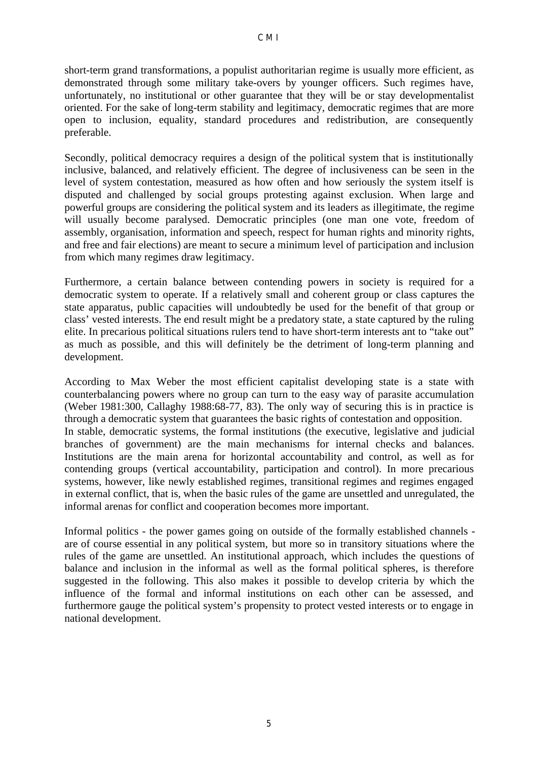short-term grand transformations, a populist authoritarian regime is usually more efficient, as demonstrated through some military take-overs by younger officers. Such regimes have, unfortunately, no institutional or other guarantee that they will be or stay developmentalist oriented. For the sake of long-term stability and legitimacy, democratic regimes that are more open to inclusion, equality, standard procedures and redistribution, are consequently preferable.

Secondly, political democracy requires a design of the political system that is institutionally inclusive, balanced, and relatively efficient. The degree of inclusiveness can be seen in the level of system contestation, measured as how often and how seriously the system itself is disputed and challenged by social groups protesting against exclusion. When large and powerful groups are considering the political system and its leaders as illegitimate, the regime will usually become paralysed. Democratic principles (one man one vote, freedom of assembly, organisation, information and speech, respect for human rights and minority rights, and free and fair elections) are meant to secure a minimum level of participation and inclusion from which many regimes draw legitimacy.

Furthermore, a certain balance between contending powers in society is required for a democratic system to operate. If a relatively small and coherent group or class captures the state apparatus, public capacities will undoubtedly be used for the benefit of that group or class' vested interests. The end result might be a predatory state, a state captured by the ruling elite. In precarious political situations rulers tend to have short-term interests ant to "take out" as much as possible, and this will definitely be the detriment of long-term planning and development.

According to Max Weber the most efficient capitalist developing state is a state with counterbalancing powers where no group can turn to the easy way of parasite accumulation (Weber 1981:300, Callaghy 1988:68-77, 83). The only way of securing this is in practice is through a democratic system that guarantees the basic rights of contestation and opposition.
In stable, democratic systems, the formal institutions (the executive, legislative and judicial branches of government) are the main mechanisms for internal checks and balances. Institutions are the main arena for horizontal accountability and control, as well as for contending groups (vertical accountability, participation and control). In more precarious systems, however, like newly established regimes, transitional regimes and regimes engaged in external conflict, that is, when the basic rules of the game are unsettled and unregulated, the informal arenas for conflict and cooperation becomes more important.

Informal politics - the power games going on outside of the formally established channels - are of course essential in any political system, but more so in transitory situations where the rules of the game are unsettled. An institutional approach, which includes the questions of balance and inclusion in the informal as well as the formal political spheres, is therefore suggested in the following. This also makes it possible to develop criteria by which the influence of the formal and informal institutions on each other can be assessed, and furthermore gauge the political system's propensity to protect vested interests or to engage in national development.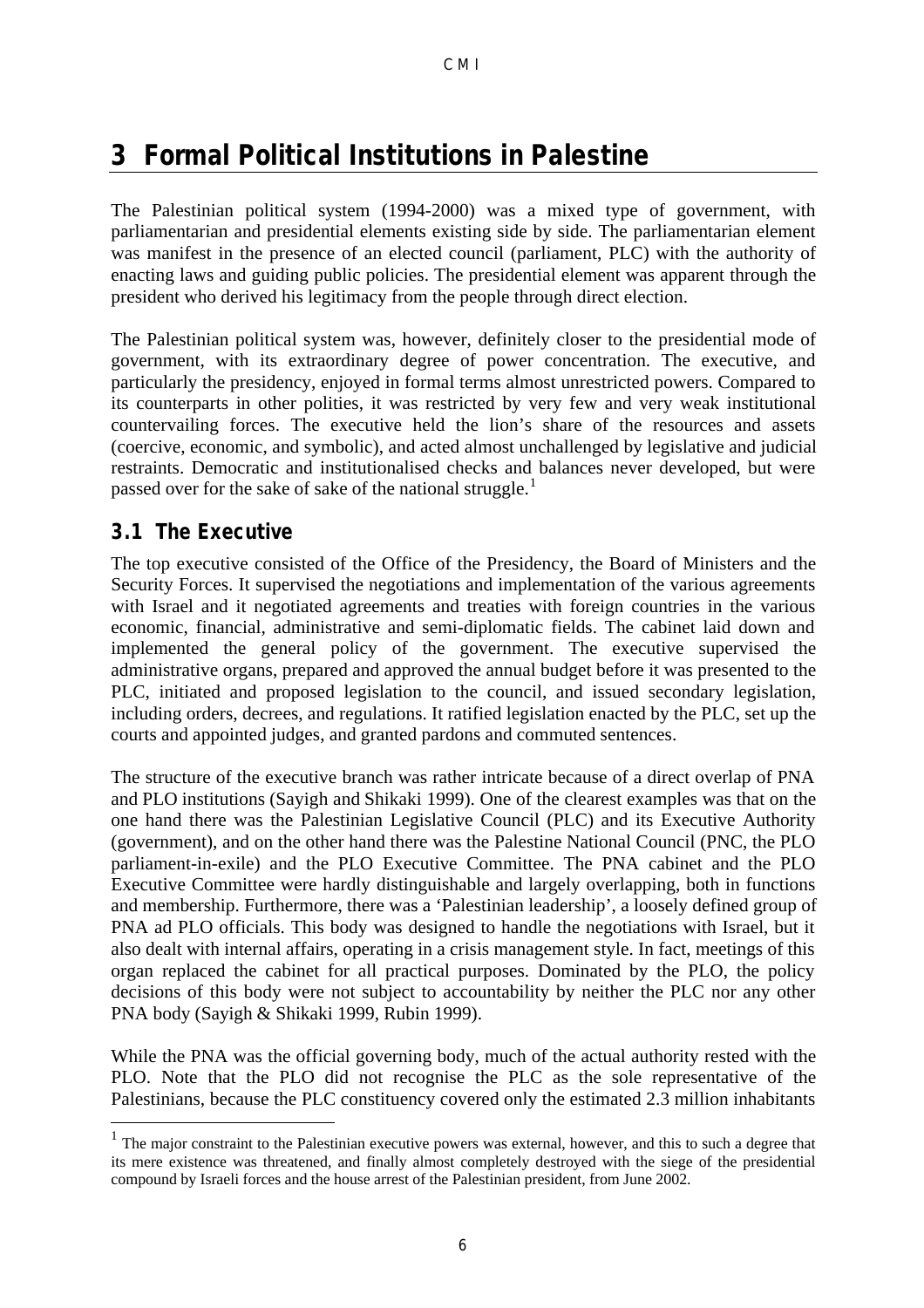# 3 Formal Political Institutions in Palestine

The Palestinian political system (1994-2000) was a mixed type of government, with parliamentarian and presidential elements existing side by side. The parliamentarian element was manifest in the presence of an elected council (parliament, PLC) with the authority of enacting laws and guiding public policies. The presidential element was apparent through the president who derived his legitimacy from the people through direct election.

The Palestinian political system was, however, definitely closer to the presidential mode of government, with its extraordinary degree of power concentration. The executive, and particularly the presidency, enjoyed in formal terms almost unrestricted powers. Compared to its counterparts in other polities, it was restricted by very few and very weak institutional countervailing forces. The executive held the lion's share of the resources and assets (coercive, economic, and symbolic), and acted almost unchallenged by legislative and judicial restraints. Democratic and institutionalised checks and balances never developed, but were passed over for the sake of sake of the national struggle.[1]

## 3.1 The Executive

The top executive consisted of the Office of the Presidency, the Board of Ministers and the Security Forces. It supervised the negotiations and implementation of the various agreements with Israel and it negotiated agreements and treaties with foreign countries in the various economic, financial, administrative and semi-diplomatic fields. The cabinet laid down and implemented the general policy of the government. The executive supervised the administrative organs, prepared and approved the annual budget before it was presented to the PLC, initiated and proposed legislation to the council, and issued secondary legislation, including orders, decrees, and regulations. It ratified legislation enacted by the PLC, set up the courts and appointed judges, and granted pardons and commuted sentences.

The structure of the executive branch was rather intricate because of a direct overlap of PNA and PLO institutions (Sayigh and Shikaki 1999). One of the clearest examples was that on the one hand there was the Palestinian Legislative Council (PLC) and its Executive Authority (government), and on the other hand there was the Palestine National Council (PNC, the PLO parliament-in-exile) and the PLO Executive Committee. The PNA cabinet and the PLO Executive Committee were hardly distinguishable and largely overlapping, both in functions and membership. Furthermore, there was a 'Palestinian leadership', a loosely defined group of PNA ad PLO officials. This body was designed to handle the negotiations with Israel, but it also dealt with internal affairs, operating in a crisis management style. In fact, meetings of this organ replaced the cabinet for all practical purposes. Dominated by the PLO, the policy decisions of this body were not subject to accountability by neither the PLC nor any other PNA body (Sayigh & Shikaki 1999, Rubin 1999).

While the PNA was the official governing body, much of the actual authority rested with the PLO. Note that the PLO did not recognise the PLC as the sole representative of the Palestinians, because the PLC constituency covered only the estimated 2.3 million inhabitants

[1] The major constraint to the Palestinian executive powers was external, however, and this to such a degree that its mere existence was threatened, and finally almost completely destroyed with the siege of the presidential compound by Israeli forces and the house arrest of the Palestinian president, from June 2002.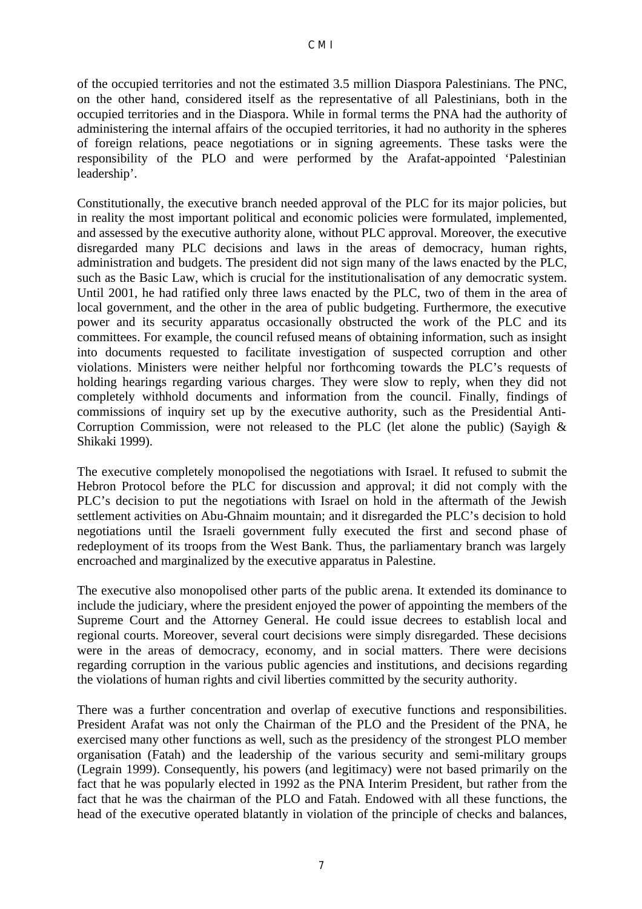of the occupied territories and not the estimated 3.5 million Diaspora Palestinians. The PNC, on the other hand, considered itself as the representative of all Palestinians, both in the occupied territories and in the Diaspora. While in formal terms the PNA had the authority of administering the internal affairs of the occupied territories, it had no authority in the spheres of foreign relations, peace negotiations or in signing agreements. These tasks were the responsibility of the PLO and were performed by the Arafat-appointed 'Palestinian leadership'.

Constitutionally, the executive branch needed approval of the PLC for its major policies, but in reality the most important political and economic policies were formulated, implemented, and assessed by the executive authority alone, without PLC approval. Moreover, the executive disregarded many PLC decisions and laws in the areas of democracy, human rights, administration and budgets. The president did not sign many of the laws enacted by the PLC, such as the Basic Law, which is crucial for the institutionalisation of any democratic system. Until 2001, he had ratified only three laws enacted by the PLC, two of them in the area of local government, and the other in the area of public budgeting. Furthermore, the executive power and its security apparatus occasionally obstructed the work of the PLC and its committees. For example, the council refused means of obtaining information, such as insight into documents requested to facilitate investigation of suspected corruption and other violations. Ministers were neither helpful nor forthcoming towards the PLC's requests of holding hearings regarding various charges. They were slow to reply, when they did not completely withhold documents and information from the council. Finally, findings of commissions of inquiry set up by the executive authority, such as the Presidential Anti-Corruption Commission, were not released to the PLC (let alone the public) (Sayigh & Shikaki 1999).

The executive completely monopolised the negotiations with Israel. It refused to submit the Hebron Protocol before the PLC for discussion and approval; it did not comply with the PLC's decision to put the negotiations with Israel on hold in the aftermath of the Jewish settlement activities on Abu-Ghnaim mountain; and it disregarded the PLC's decision to hold negotiations until the Israeli government fully executed the first and second phase of redeployment of its troops from the West Bank. Thus, the parliamentary branch was largely encroached and marginalized by the executive apparatus in Palestine.

The executive also monopolised other parts of the public arena. It extended its dominance to include the judiciary, where the president enjoyed the power of appointing the members of the Supreme Court and the Attorney General. He could issue decrees to establish local and regional courts. Moreover, several court decisions were simply disregarded. These decisions were in the areas of democracy, economy, and in social matters. There were decisions regarding corruption in the various public agencies and institutions, and decisions regarding the violations of human rights and civil liberties committed by the security authority.

There was a further concentration and overlap of executive functions and responsibilities. President Arafat was not only the Chairman of the PLO and the President of the PNA, he exercised many other functions as well, such as the presidency of the strongest PLO member organisation (Fatah) and the leadership of the various security and semi-military groups (Legrain 1999). Consequently, his powers (and legitimacy) were not based primarily on the fact that he was popularly elected in 1992 as the PNA Interim President, but rather from the fact that he was the chairman of the PLO and Fatah. Endowed with all these functions, the head of the executive operated blatantly in violation of the principle of checks and balances,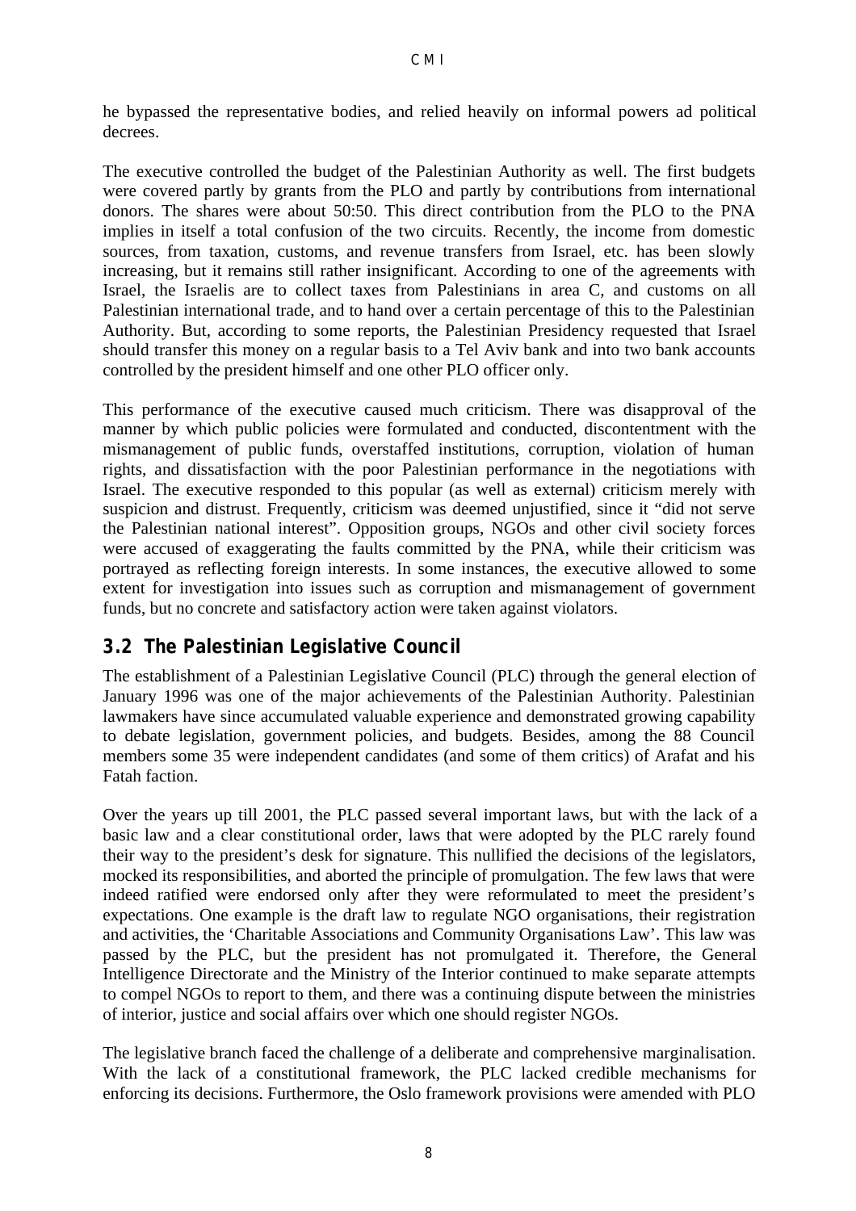he bypassed the representative bodies, and relied heavily on informal powers ad political decrees.

The executive controlled the budget of the Palestinian Authority as well. The first budgets were covered partly by grants from the PLO and partly by contributions from international donors. The shares were about 50:50. This direct contribution from the PLO to the PNA implies in itself a total confusion of the two circuits. Recently, the income from domestic sources, from taxation, customs, and revenue transfers from Israel, etc. has been slowly increasing, but it remains still rather insignificant. According to one of the agreements with Israel, the Israelis are to collect taxes from Palestinians in area C, and customs on all Palestinian international trade, and to hand over a certain percentage of this to the Palestinian Authority. But, according to some reports, the Palestinian Presidency requested that Israel should transfer this money on a regular basis to a Tel Aviv bank and into two bank accounts controlled by the president himself and one other PLO officer only.

This performance of the executive caused much criticism. There was disapproval of the manner by which public policies were formulated and conducted, discontentment with the mismanagement of public funds, overstaffed institutions, corruption, violation of human rights, and dissatisfaction with the poor Palestinian performance in the negotiations with Israel. The executive responded to this popular (as well as external) criticism merely with suspicion and distrust. Frequently, criticism was deemed unjustified, since it "did not serve the Palestinian national interest". Opposition groups, NGOs and other civil society forces were accused of exaggerating the faults committed by the PNA, while their criticism was portrayed as reflecting foreign interests. In some instances, the executive allowed to some extent for investigation into issues such as corruption and mismanagement of government funds, but no concrete and satisfactory action were taken against violators.

## 3.2 The Palestinian Legislative Council

The establishment of a Palestinian Legislative Council (PLC) through the general election of January 1996 was one of the major achievements of the Palestinian Authority. Palestinian lawmakers have since accumulated valuable experience and demonstrated growing capability to debate legislation, government policies, and budgets. Besides, among the 88 Council members some 35 were independent candidates (and some of them critics) of Arafat and his Fatah faction.

Over the years up till 2001, the PLC passed several important laws, but with the lack of a basic law and a clear constitutional order, laws that were adopted by the PLC rarely found their way to the president's desk for signature. This nullified the decisions of the legislators, mocked its responsibilities, and aborted the principle of promulgation. The few laws that were indeed ratified were endorsed only after they were reformulated to meet the president's expectations. One example is the draft law to regulate NGO organisations, their registration and activities, the 'Charitable Associations and Community Organisations Law'. This law was passed by the PLC, but the president has not promulgated it. Therefore, the General Intelligence Directorate and the Ministry of the Interior continued to make separate attempts to compel NGOs to report to them, and there was a continuing dispute between the ministries of interior, justice and social affairs over which one should register NGOs.

The legislative branch faced the challenge of a deliberate and comprehensive marginalisation. With the lack of a constitutional framework, the PLC lacked credible mechanisms for enforcing its decisions. Furthermore, the Oslo framework provisions were amended with PLO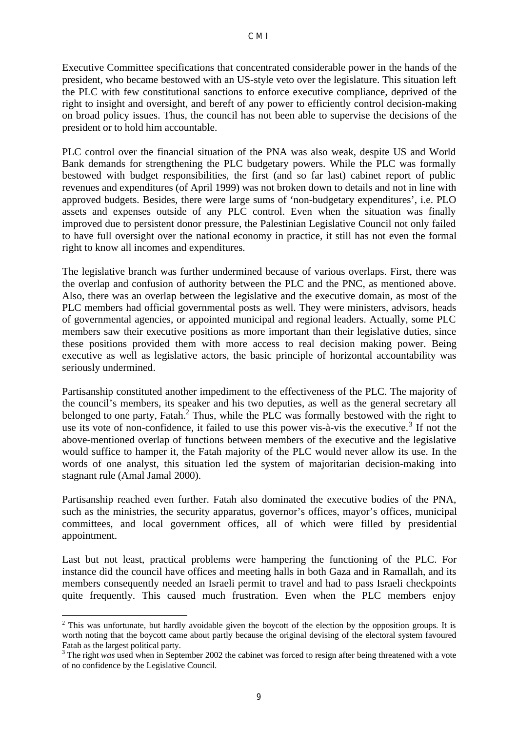Executive Committee specifications that concentrated considerable power in the hands of the president, who became bestowed with an US-style veto over the legislature. This situation left the PLC with few constitutional sanctions to enforce executive compliance, deprived of the right to insight and oversight, and bereft of any power to efficiently control decision-making on broad policy issues. Thus, the council has not been able to supervise the decisions of the president or to hold him accountable.

PLC control over the financial situation of the PNA was also weak, despite US and World Bank demands for strengthening the PLC budgetary powers. While the PLC was formally bestowed with budget responsibilities, the first (and so far last) cabinet report of public revenues and expenditures (of April 1999) was not broken down to details and not in line with approved budgets. Besides, there were large sums of 'non-budgetary expenditures', i.e. PLO assets and expenses outside of any PLC control. Even when the situation was finally improved due to persistent donor pressure, the Palestinian Legislative Council not only failed to have full oversight over the national economy in practice, it still has not even the formal right to know all incomes and expenditures.

The legislative branch was further undermined because of various overlaps. First, there was the overlap and confusion of authority between the PLC and the PNC, as mentioned above. Also, there was an overlap between the legislative and the executive domain, as most of the PLC members had official governmental posts as well. They were ministers, advisors, heads of governmental agencies, or appointed municipal and regional leaders. Actually, some PLC members saw their executive positions as more important than their legislative duties, since these positions provided them with more access to real decision making power. Being executive as well as legislative actors, the basic principle of horizontal accountability was seriously undermined.

Partisanship constituted another impediment to the effectiveness of the PLC. The majority of the council's members, its speaker and his two deputies, as well as the general secretary all belonged to one party, Fatah.[2] Thus, while the PLC was formally bestowed with the right to use its vote of non-confidence, it failed to use this power vis-à-vis the executive.[3] If not the above-mentioned overlap of functions between members of the executive and the legislative would suffice to hamper it, the Fatah majority of the PLC would never allow its use. In the words of one analyst, this situation led the system of majoritarian decision-making into stagnant rule (Amal Jamal 2000).

Partisanship reached even further. Fatah also dominated the executive bodies of the PNA, such as the ministries, the security apparatus, governor's offices, mayor's offices, municipal committees, and local government offices, all of which were filled by presidential appointment.

Last but not least, practical problems were hampering the functioning of the PLC. For instance did the council have offices and meeting halls in both Gaza and in Ramallah, and its members consequently needed an Israeli permit to travel and had to pass Israeli checkpoints quite frequently. This caused much frustration. Even when the PLC members enjoy

---

[2] This was unfortunate, but hardly avoidable given the boycott of the election by the opposition groups. It is worth noting that the boycott came about partly because the original devising of the electoral system favoured Fatah as the largest political party.

[3] The right *was* used when in September 2002 the cabinet was forced to resign after being threatened with a vote of no confidence by the Legislative Council.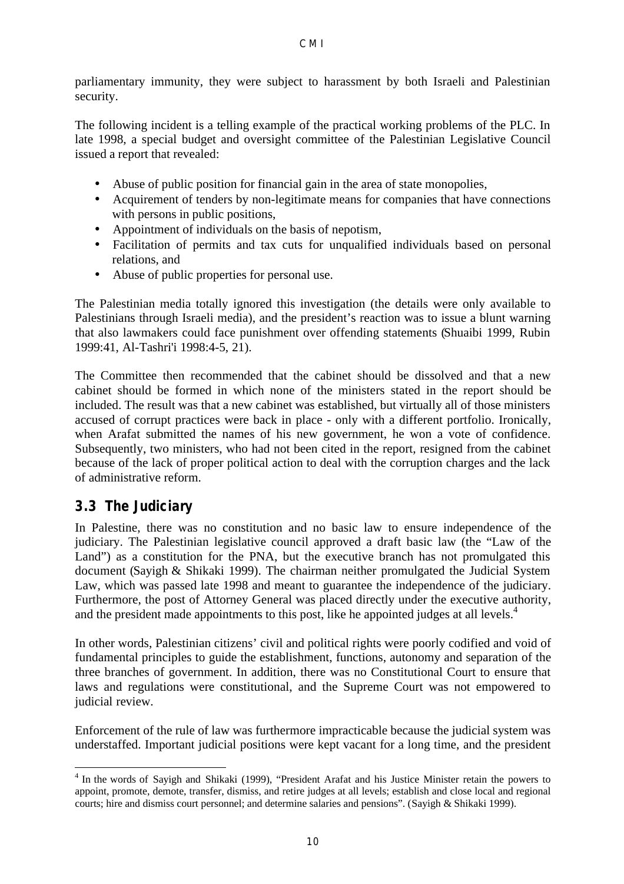parliamentary immunity, they were subject to harassment by both Israeli and Palestinian security.

The following incident is a telling example of the practical working problems of the PLC. In late 1998, a special budget and oversight committee of the Palestinian Legislative Council issued a report that revealed:

- Abuse of public position for financial gain in the area of state monopolies,
- Acquirement of tenders by non-legitimate means for companies that have connections with persons in public positions,
- Appointment of individuals on the basis of nepotism,
- Facilitation of permits and tax cuts for unqualified individuals based on personal relations, and
- Abuse of public properties for personal use.

The Palestinian media totally ignored this investigation (the details were only available to Palestinians through Israeli media), and the president's reaction was to issue a blunt warning that also lawmakers could face punishment over offending statements (Shuaibi 1999, Rubin 1999:41, Al-Tashri'i 1998:4-5, 21).

The Committee then recommended that the cabinet should be dissolved and that a new cabinet should be formed in which none of the ministers stated in the report should be included. The result was that a new cabinet was established, but virtually all of those ministers accused of corrupt practices were back in place - only with a different portfolio. Ironically, when Arafat submitted the names of his new government, he won a vote of confidence. Subsequently, two ministers, who had not been cited in the report, resigned from the cabinet because of the lack of proper political action to deal with the corruption charges and the lack of administrative reform.

### 3.3 The Judiciary

In Palestine, there was no constitution and no basic law to ensure independence of the judiciary. The Palestinian legislative council approved a draft basic law (the "Law of the Land") as a constitution for the PNA, but the executive branch has not promulgated this document (Sayigh & Shikaki 1999). The chairman neither promulgated the Judicial System Law, which was passed late 1998 and meant to guarantee the independence of the judiciary. Furthermore, the post of Attorney General was placed directly under the executive authority, and the president made appointments to this post, like he appointed judges at all levels.[4]

In other words, Palestinian citizens' civil and political rights were poorly codified and void of fundamental principles to guide the establishment, functions, autonomy and separation of the three branches of government. In addition, there was no Constitutional Court to ensure that laws and regulations were constitutional, and the Supreme Court was not empowered to judicial review.

Enforcement of the rule of law was furthermore impracticable because the judicial system was understaffed. Important judicial positions were kept vacant for a long time, and the president

[4] In the words of Sayigh and Shikaki (1999), "President Arafat and his Justice Minister retain the powers to appoint, promote, demote, transfer, dismiss, and retire judges at all levels; establish and close local and regional courts; hire and dismiss court personnel; and determine salaries and pensions". (Sayigh & Shikaki 1999).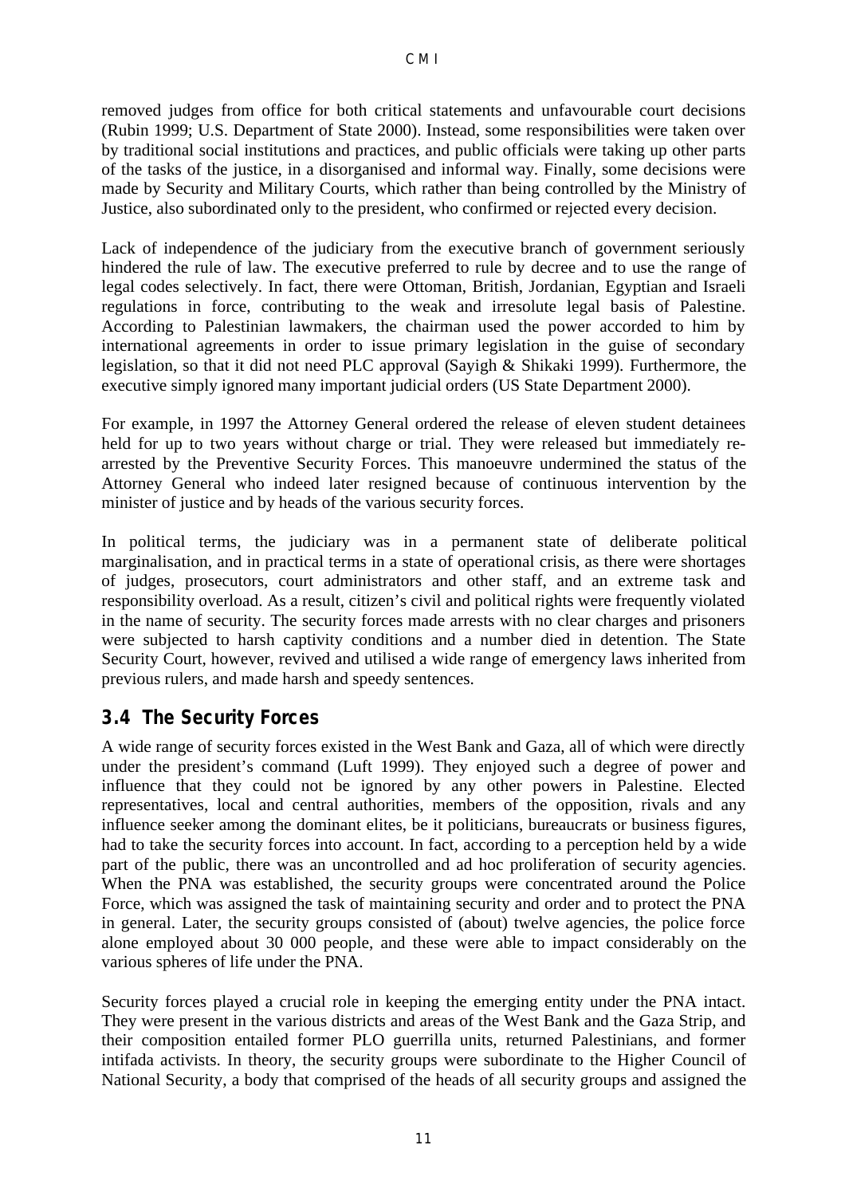removed judges from office for both critical statements and unfavourable court decisions (Rubin 1999; U.S. Department of State 2000). Instead, some responsibilities were taken over by traditional social institutions and practices, and public officials were taking up other parts of the tasks of the justice, in a disorganised and informal way. Finally, some decisions were made by Security and Military Courts, which rather than being controlled by the Ministry of Justice, also subordinated only to the president, who confirmed or rejected every decision.

Lack of independence of the judiciary from the executive branch of government seriously hindered the rule of law. The executive preferred to rule by decree and to use the range of legal codes selectively. In fact, there were Ottoman, British, Jordanian, Egyptian and Israeli regulations in force, contributing to the weak and irresolute legal basis of Palestine. According to Palestinian lawmakers, the chairman used the power accorded to him by international agreements in order to issue primary legislation in the guise of secondary legislation, so that it did not need PLC approval (Sayigh & Shikaki 1999). Furthermore, the executive simply ignored many important judicial orders (US State Department 2000).

For example, in 1997 the Attorney General ordered the release of eleven student detainees held for up to two years without charge or trial. They were released but immediately re-arrested by the Preventive Security Forces. This manoeuvre undermined the status of the Attorney General who indeed later resigned because of continuous intervention by the minister of justice and by heads of the various security forces.

In political terms, the judiciary was in a permanent state of deliberate political marginalisation, and in practical terms in a state of operational crisis, as there were shortages of judges, prosecutors, court administrators and other staff, and an extreme task and responsibility overload. As a result, citizen's civil and political rights were frequently violated in the name of security. The security forces made arrests with no clear charges and prisoners were subjected to harsh captivity conditions and a number died in detention. The State Security Court, however, revived and utilised a wide range of emergency laws inherited from previous rulers, and made harsh and speedy sentences.

## 3.4 The Security Forces

A wide range of security forces existed in the West Bank and Gaza, all of which were directly under the president's command (Luft 1999). They enjoyed such a degree of power and influence that they could not be ignored by any other powers in Palestine. Elected representatives, local and central authorities, members of the opposition, rivals and any influence seeker among the dominant elites, be it politicians, bureaucrats or business figures, had to take the security forces into account. In fact, according to a perception held by a wide part of the public, there was an uncontrolled and ad hoc proliferation of security agencies. When the PNA was established, the security groups were concentrated around the Police Force, which was assigned the task of maintaining security and order and to protect the PNA in general. Later, the security groups consisted of (about) twelve agencies, the police force alone employed about 30 000 people, and these were able to impact considerably on the various spheres of life under the PNA.

Security forces played a crucial role in keeping the emerging entity under the PNA intact. They were present in the various districts and areas of the West Bank and the Gaza Strip, and their composition entailed former PLO guerrilla units, returned Palestinians, and former intifada activists. In theory, the security groups were subordinate to the Higher Council of National Security, a body that comprised of the heads of all security groups and assigned the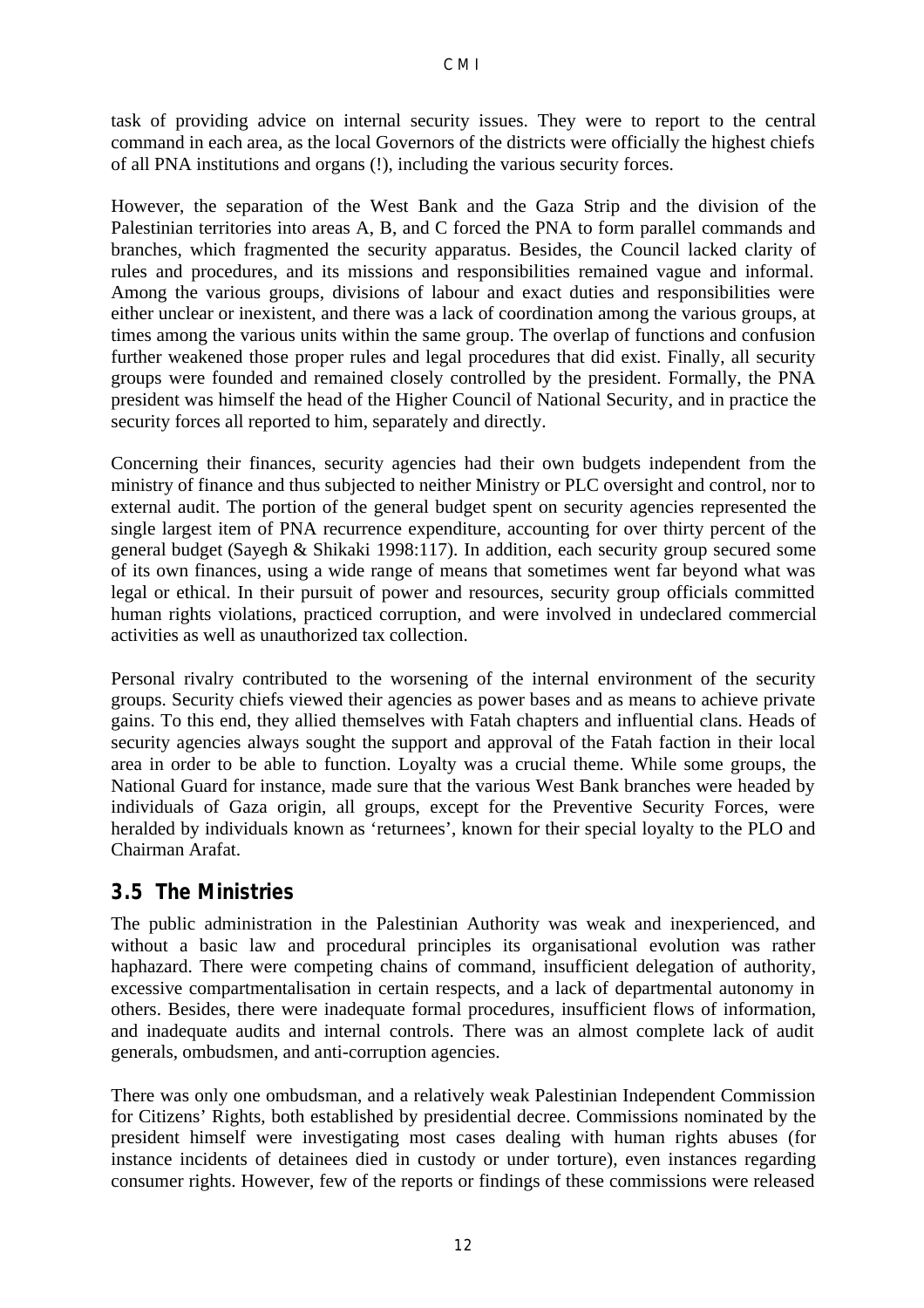task of providing advice on internal security issues. They were to report to the central command in each area, as the local Governors of the districts were officially the highest chiefs of all PNA institutions and organs (!), including the various security forces.

However, the separation of the West Bank and the Gaza Strip and the division of the Palestinian territories into areas A, B, and C forced the PNA to form parallel commands and branches, which fragmented the security apparatus. Besides, the Council lacked clarity of rules and procedures, and its missions and responsibilities remained vague and informal. Among the various groups, divisions of labour and exact duties and responsibilities were either unclear or inexistent, and there was a lack of coordination among the various groups, at times among the various units within the same group. The overlap of functions and confusion further weakened those proper rules and legal procedures that did exist. Finally, all security groups were founded and remained closely controlled by the president. Formally, the PNA president was himself the head of the Higher Council of National Security, and in practice the security forces all reported to him, separately and directly.

Concerning their finances, security agencies had their own budgets independent from the ministry of finance and thus subjected to neither Ministry or PLC oversight and control, nor to external audit. The portion of the general budget spent on security agencies represented the single largest item of PNA recurrence expenditure, accounting for over thirty percent of the general budget (Sayegh & Shikaki 1998:117). In addition, each security group secured some of its own finances, using a wide range of means that sometimes went far beyond what was legal or ethical. In their pursuit of power and resources, security group officials committed human rights violations, practiced corruption, and were involved in undeclared commercial activities as well as unauthorized tax collection.

Personal rivalry contributed to the worsening of the internal environment of the security groups. Security chiefs viewed their agencies as power bases and as means to achieve private gains. To this end, they allied themselves with Fatah chapters and influential clans. Heads of security agencies always sought the support and approval of the Fatah faction in their local area in order to be able to function. Loyalty was a crucial theme. While some groups, the National Guard for instance, made sure that the various West Bank branches were headed by individuals of Gaza origin, all groups, except for the Preventive Security Forces, were heralded by individuals known as 'returnees', known for their special loyalty to the PLO and Chairman Arafat.

## 3.5 The Ministries

The public administration in the Palestinian Authority was weak and inexperienced, and without a basic law and procedural principles its organisational evolution was rather haphazard. There were competing chains of command, insufficient delegation of authority, excessive compartmentalisation in certain respects, and a lack of departmental autonomy in others. Besides, there were inadequate formal procedures, insufficient flows of information, and inadequate audits and internal controls. There was an almost complete lack of audit generals, ombudsmen, and anti-corruption agencies.

There was only one ombudsman, and a relatively weak Palestinian Independent Commission for Citizens' Rights, both established by presidential decree. Commissions nominated by the president himself were investigating most cases dealing with human rights abuses (for instance incidents of detainees died in custody or under torture), even instances regarding consumer rights. However, few of the reports or findings of these commissions were released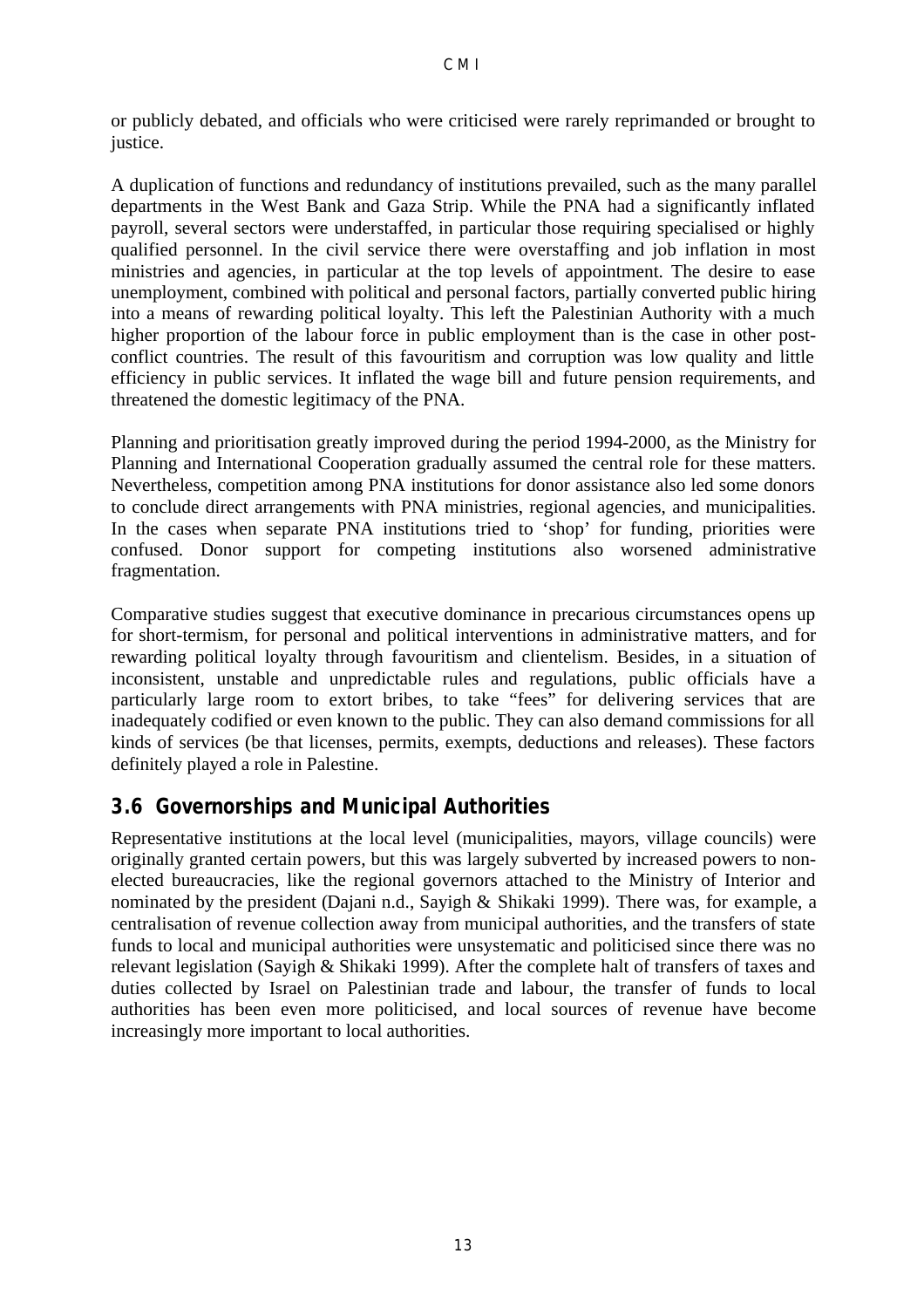or publicly debated, and officials who were criticised were rarely reprimanded or brought to justice.

A duplication of functions and redundancy of institutions prevailed, such as the many parallel departments in the West Bank and Gaza Strip. While the PNA had a significantly inflated payroll, several sectors were understaffed, in particular those requiring specialised or highly qualified personnel. In the civil service there were overstaffing and job inflation in most ministries and agencies, in particular at the top levels of appointment. The desire to ease unemployment, combined with political and personal factors, partially converted public hiring into a means of rewarding political loyalty. This left the Palestinian Authority with a much higher proportion of the labour force in public employment than is the case in other post-conflict countries. The result of this favouritism and corruption was low quality and little efficiency in public services. It inflated the wage bill and future pension requirements, and threatened the domestic legitimacy of the PNA.

Planning and prioritisation greatly improved during the period 1994-2000, as the Ministry for Planning and International Cooperation gradually assumed the central role for these matters. Nevertheless, competition among PNA institutions for donor assistance also led some donors to conclude direct arrangements with PNA ministries, regional agencies, and municipalities. In the cases when separate PNA institutions tried to 'shop' for funding, priorities were confused. Donor support for competing institutions also worsened administrative fragmentation.

Comparative studies suggest that executive dominance in precarious circumstances opens up for short-termism, for personal and political interventions in administrative matters, and for rewarding political loyalty through favouritism and clientelism. Besides, in a situation of inconsistent, unstable and unpredictable rules and regulations, public officials have a particularly large room to extort bribes, to take "fees" for delivering services that are inadequately codified or even known to the public. They can also demand commissions for all kinds of services (be that licenses, permits, exempts, deductions and releases). These factors definitely played a role in Palestine.

## 3.6 Governorships and Municipal Authorities

Representative institutions at the local level (municipalities, mayors, village councils) were originally granted certain powers, but this was largely subverted by increased powers to non-elected bureaucracies, like the regional governors attached to the Ministry of Interior and nominated by the president (Dajani n.d., Sayigh & Shikaki 1999). There was, for example, a centralisation of revenue collection away from municipal authorities, and the transfers of state funds to local and municipal authorities were unsystematic and politicised since there was no relevant legislation (Sayigh & Shikaki 1999). After the complete halt of transfers of taxes and duties collected by Israel on Palestinian trade and labour, the transfer of funds to local authorities has been even more politicised, and local sources of revenue have become increasingly more important to local authorities.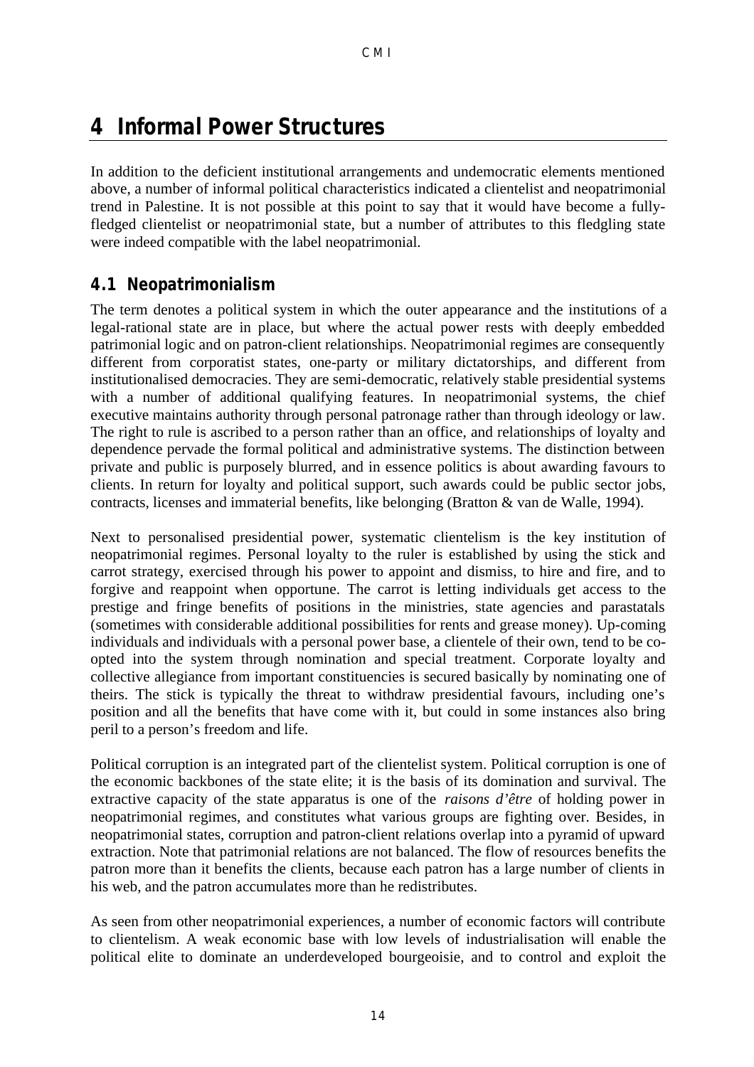# 4 Informal Power Structures

In addition to the deficient institutional arrangements and undemocratic elements mentioned above, a number of informal political characteristics indicated a clientelist and neopatrimonial trend in Palestine. It is not possible at this point to say that it would have become a fully-fledged clientelist or neopatrimonial state, but a number of attributes to this fledgling state were indeed compatible with the label neopatrimonial.

## 4.1 Neopatrimonialism

The term denotes a political system in which the outer appearance and the institutions of a legal-rational state are in place, but where the actual power rests with deeply embedded patrimonial logic and on patron-client relationships. Neopatrimonial regimes are consequently different from corporatist states, one-party or military dictatorships, and different from institutionalised democracies. They are semi-democratic, relatively stable presidential systems with a number of additional qualifying features. In neopatrimonial systems, the chief executive maintains authority through personal patronage rather than through ideology or law. The right to rule is ascribed to a person rather than an office, and relationships of loyalty and dependence pervade the formal political and administrative systems. The distinction between private and public is purposely blurred, and in essence politics is about awarding favours to clients. In return for loyalty and political support, such awards could be public sector jobs, contracts, licenses and immaterial benefits, like belonging (Bratton & van de Walle, 1994).

Next to personalised presidential power, systematic clientelism is the key institution of neopatrimonial regimes. Personal loyalty to the ruler is established by using the stick and carrot strategy, exercised through his power to appoint and dismiss, to hire and fire, and to forgive and reappoint when opportune. The carrot is letting individuals get access to the prestige and fringe benefits of positions in the ministries, state agencies and parastatals (sometimes with considerable additional possibilities for rents and grease money). Up-coming individuals and individuals with a personal power base, a clientele of their own, tend to be co-opted into the system through nomination and special treatment. Corporate loyalty and collective allegiance from important constituencies is secured basically by nominating one of theirs. The stick is typically the threat to withdraw presidential favours, including one's position and all the benefits that have come with it, but could in some instances also bring peril to a person's freedom and life.

Political corruption is an integrated part of the clientelist system. Political corruption is one of the economic backbones of the state elite; it is the basis of its domination and survival. The extractive capacity of the state apparatus is one of the *raisons d'être* of holding power in neopatrimonial regimes, and constitutes what various groups are fighting over. Besides, in neopatrimonial states, corruption and patron-client relations overlap into a pyramid of upward extraction. Note that patrimonial relations are not balanced. The flow of resources benefits the patron more than it benefits the clients, because each patron has a large number of clients in his web, and the patron accumulates more than he redistributes.

As seen from other neopatrimonial experiences, a number of economic factors will contribute to clientelism. A weak economic base with low levels of industrialisation will enable the political elite to dominate an underdeveloped bourgeoisie, and to control and exploit the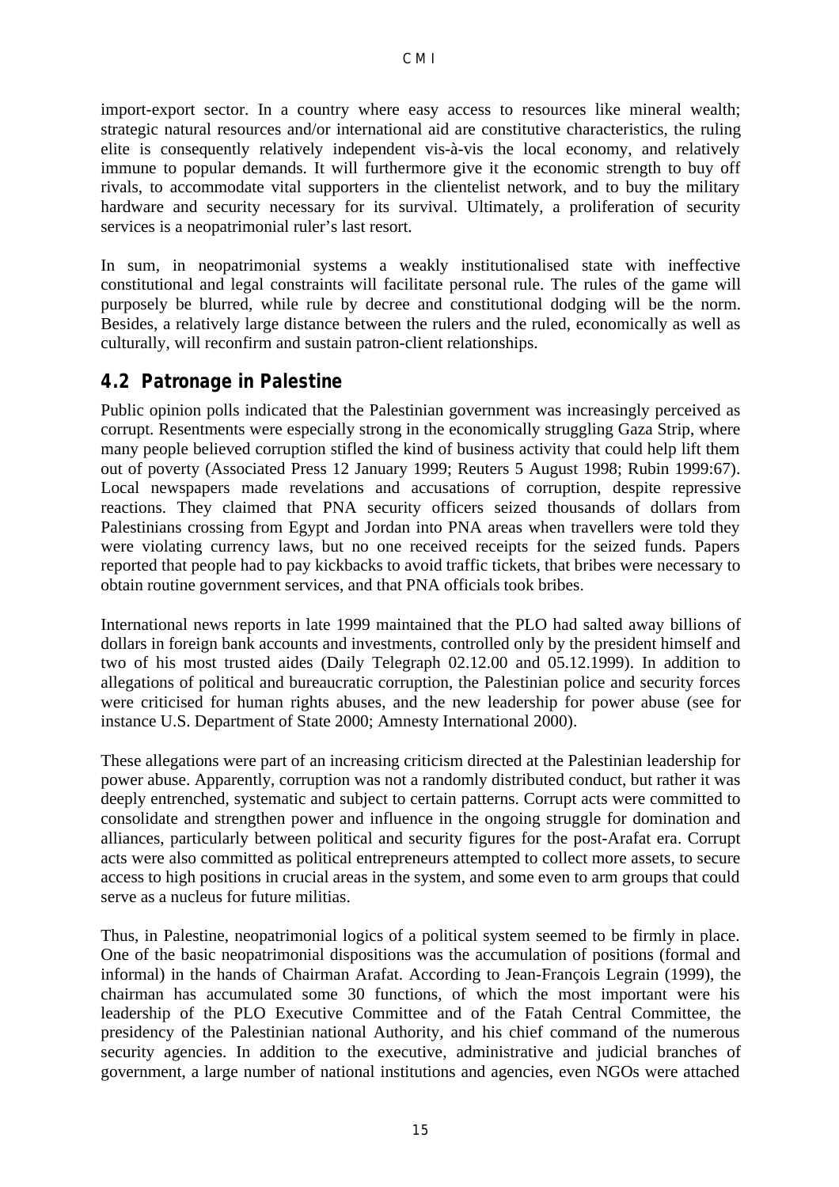import-export sector. In a country where easy access to resources like mineral wealth; strategic natural resources and/or international aid are constitutive characteristics, the ruling elite is consequently relatively independent vis-à-vis the local economy, and relatively immune to popular demands. It will furthermore give it the economic strength to buy off rivals, to accommodate vital supporters in the clientelist network, and to buy the military hardware and security necessary for its survival. Ultimately, a proliferation of security services is a neopatrimonial ruler's last resort.

In sum, in neopatrimonial systems a weakly institutionalised state with ineffective constitutional and legal constraints will facilitate personal rule. The rules of the game will purposely be blurred, while rule by decree and constitutional dodging will be the norm. Besides, a relatively large distance between the rulers and the ruled, economically as well as culturally, will reconfirm and sustain patron-client relationships.

## 4.2 Patronage in Palestine

Public opinion polls indicated that the Palestinian government was increasingly perceived as corrupt. Resentments were especially strong in the economically struggling Gaza Strip, where many people believed corruption stifled the kind of business activity that could help lift them out of poverty (Associated Press 12 January 1999; Reuters 5 August 1998; Rubin 1999:67). Local newspapers made revelations and accusations of corruption, despite repressive reactions. They claimed that PNA security officers seized thousands of dollars from Palestinians crossing from Egypt and Jordan into PNA areas when travellers were told they were violating currency laws, but no one received receipts for the seized funds. Papers reported that people had to pay kickbacks to avoid traffic tickets, that bribes were necessary to obtain routine government services, and that PNA officials took bribes.

International news reports in late 1999 maintained that the PLO had salted away billions of dollars in foreign bank accounts and investments, controlled only by the president himself and two of his most trusted aides (Daily Telegraph 02.12.00 and 05.12.1999). In addition to allegations of political and bureaucratic corruption, the Palestinian police and security forces were criticised for human rights abuses, and the new leadership for power abuse (see for instance U.S. Department of State 2000; Amnesty International 2000).

These allegations were part of an increasing criticism directed at the Palestinian leadership for power abuse. Apparently, corruption was not a randomly distributed conduct, but rather it was deeply entrenched, systematic and subject to certain patterns. Corrupt acts were committed to consolidate and strengthen power and influence in the ongoing struggle for domination and alliances, particularly between political and security figures for the post-Arafat era. Corrupt acts were also committed as political entrepreneurs attempted to collect more assets, to secure access to high positions in crucial areas in the system, and some even to arm groups that could serve as a nucleus for future militias.

Thus, in Palestine, neopatrimonial logics of a political system seemed to be firmly in place. One of the basic neopatrimonial dispositions was the accumulation of positions (formal and informal) in the hands of Chairman Arafat. According to Jean-François Legrain (1999), the chairman has accumulated some 30 functions, of which the most important were his leadership of the PLO Executive Committee and of the Fatah Central Committee, the presidency of the Palestinian national Authority, and his chief command of the numerous security agencies. In addition to the executive, administrative and judicial branches of government, a large number of national institutions and agencies, even NGOs were attached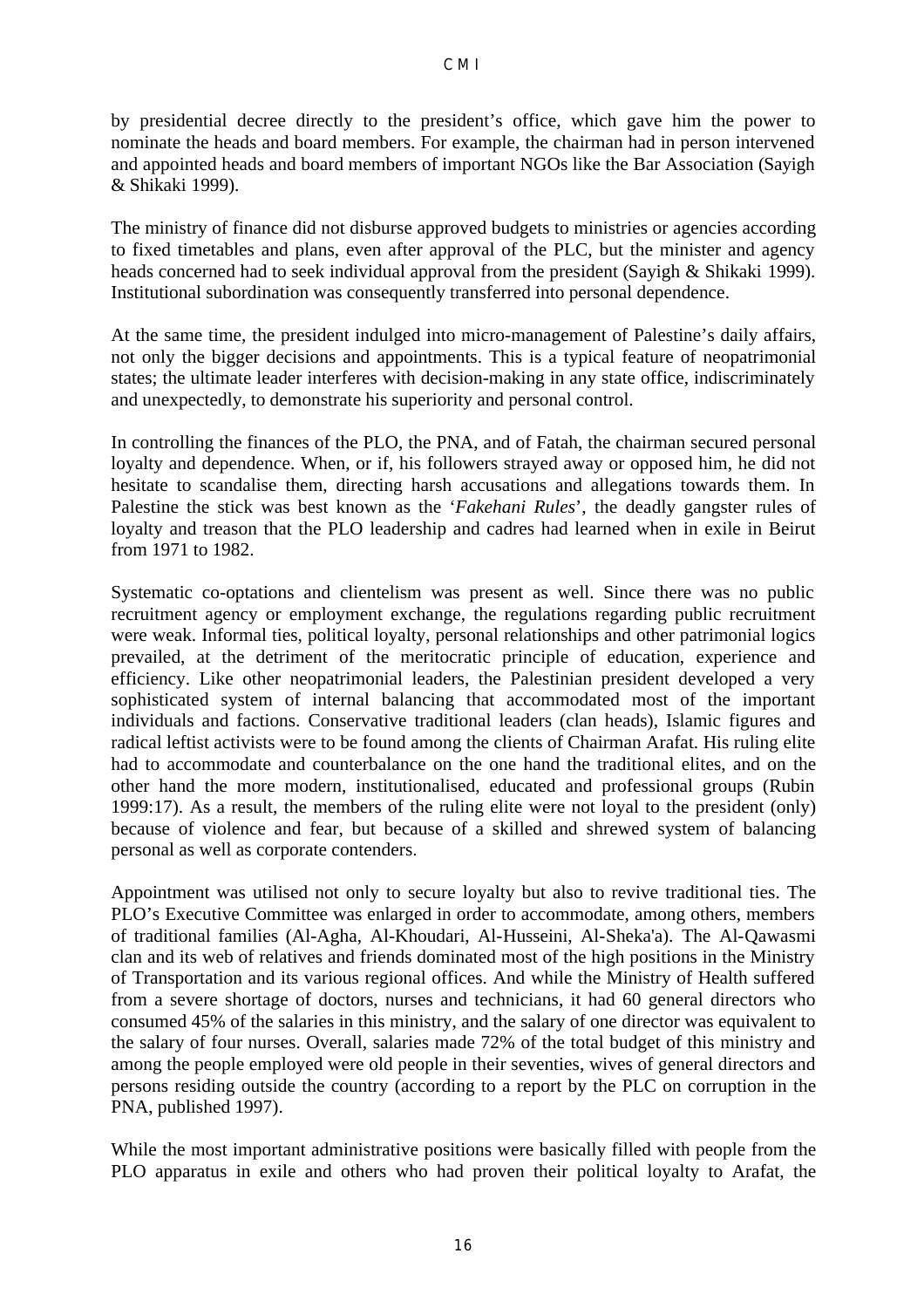by presidential decree directly to the president's office, which gave him the power to nominate the heads and board members. For example, the chairman had in person intervened and appointed heads and board members of important NGOs like the Bar Association (Sayigh & Shikaki 1999).

The ministry of finance did not disburse approved budgets to ministries or agencies according to fixed timetables and plans, even after approval of the PLC, but the minister and agency heads concerned had to seek individual approval from the president (Sayigh & Shikaki 1999). Institutional subordination was consequently transferred into personal dependence.

At the same time, the president indulged into micro-management of Palestine's daily affairs, not only the bigger decisions and appointments. This is a typical feature of neopatrimonial states; the ultimate leader interferes with decision-making in any state office, indiscriminately and unexpectedly, to demonstrate his superiority and personal control.

In controlling the finances of the PLO, the PNA, and of Fatah, the chairman secured personal loyalty and dependence. When, or if, his followers strayed away or opposed him, he did not hesitate to scandalise them, directing harsh accusations and allegations towards them. In Palestine the stick was best known as the '*Fakehani Rules*', the deadly gangster rules of loyalty and treason that the PLO leadership and cadres had learned when in exile in Beirut from 1971 to 1982.

Systematic co-optations and clientelism was present as well. Since there was no public recruitment agency or employment exchange, the regulations regarding public recruitment were weak. Informal ties, political loyalty, personal relationships and other patrimonial logics prevailed, at the detriment of the meritocratic principle of education, experience and efficiency. Like other neopatrimonial leaders, the Palestinian president developed a very sophisticated system of internal balancing that accommodated most of the important individuals and factions. Conservative traditional leaders (clan heads), Islamic figures and radical leftist activists were to be found among the clients of Chairman Arafat. His ruling elite had to accommodate and counterbalance on the one hand the traditional elites, and on the other hand the more modern, institutionalised, educated and professional groups (Rubin 1999:17). As a result, the members of the ruling elite were not loyal to the president (only) because of violence and fear, but because of a skilled and shrewed system of balancing personal as well as corporate contenders.

Appointment was utilised not only to secure loyalty but also to revive traditional ties. The PLO's Executive Committee was enlarged in order to accommodate, among others, members of traditional families (Al-Agha, Al-Khoudari, Al-Husseini, Al-Sheka'a). The Al-Qawasmi clan and its web of relatives and friends dominated most of the high positions in the Ministry of Transportation and its various regional offices. And while the Ministry of Health suffered from a severe shortage of doctors, nurses and technicians, it had 60 general directors who consumed 45% of the salaries in this ministry, and the salary of one director was equivalent to the salary of four nurses. Overall, salaries made 72% of the total budget of this ministry and among the people employed were old people in their seventies, wives of general directors and persons residing outside the country (according to a report by the PLC on corruption in the PNA, published 1997).

While the most important administrative positions were basically filled with people from the PLO apparatus in exile and others who had proven their political loyalty to Arafat, the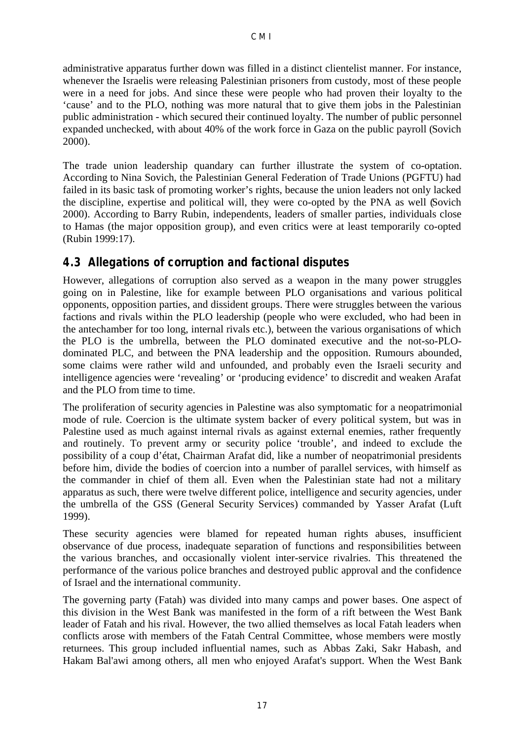administrative apparatus further down was filled in a distinct clientelist manner. For instance, whenever the Israelis were releasing Palestinian prisoners from custody, most of these people were in a need for jobs. And since these were people who had proven their loyalty to the 'cause' and to the PLO, nothing was more natural that to give them jobs in the Palestinian public administration - which secured their continued loyalty. The number of public personnel expanded unchecked, with about 40% of the work force in Gaza on the public payroll (Sovich 2000).

The trade union leadership quandary can further illustrate the system of co-optation. According to Nina Sovich, the Palestinian General Federation of Trade Unions (PGFTU) had failed in its basic task of promoting worker's rights, because the union leaders not only lacked the discipline, expertise and political will, they were co-opted by the PNA as well (Sovich 2000). According to Barry Rubin, independents, leaders of smaller parties, individuals close to Hamas (the major opposition group), and even critics were at least temporarily co-opted (Rubin 1999:17).

## 4.3 Allegations of corruption and factional disputes

However, allegations of corruption also served as a weapon in the many power struggles going on in Palestine, like for example between PLO organisations and various political opponents, opposition parties, and dissident groups. There were struggles between the various factions and rivals within the PLO leadership (people who were excluded, who had been in the antechamber for too long, internal rivals etc.), between the various organisations of which the PLO is the umbrella, between the PLO dominated executive and the not-so-PLO-dominated PLC, and between the PNA leadership and the opposition. Rumours abounded, some claims were rather wild and unfounded, and probably even the Israeli security and intelligence agencies were 'revealing' or 'producing evidence' to discredit and weaken Arafat and the PLO from time to time.

The proliferation of security agencies in Palestine was also symptomatic for a neopatrimonial mode of rule. Coercion is the ultimate system backer of every political system, but was in Palestine used as much against internal rivals as against external enemies, rather frequently and routinely. To prevent army or security police 'trouble', and indeed to exclude the possibility of a coup d'état, Chairman Arafat did, like a number of neopatrimonial presidents before him, divide the bodies of coercion into a number of parallel services, with himself as the commander in chief of them all. Even when the Palestinian state had not a military apparatus as such, there were twelve different police, intelligence and security agencies, under the umbrella of the GSS (General Security Services) commanded by Yasser Arafat (Luft 1999).

These security agencies were blamed for repeated human rights abuses, insufficient observance of due process, inadequate separation of functions and responsibilities between the various branches, and occasionally violent inter-service rivalries. This threatened the performance of the various police branches and destroyed public approval and the confidence of Israel and the international community.

The governing party (Fatah) was divided into many camps and power bases. One aspect of this division in the West Bank was manifested in the form of a rift between the West Bank leader of Fatah and his rival. However, the two allied themselves as local Fatah leaders when conflicts arose with members of the Fatah Central Committee, whose members were mostly returnees. This group included influential names, such as Abbas Zaki, Sakr Habash, and Hakam Bal'awi among others, all men who enjoyed Arafat's support. When the West Bank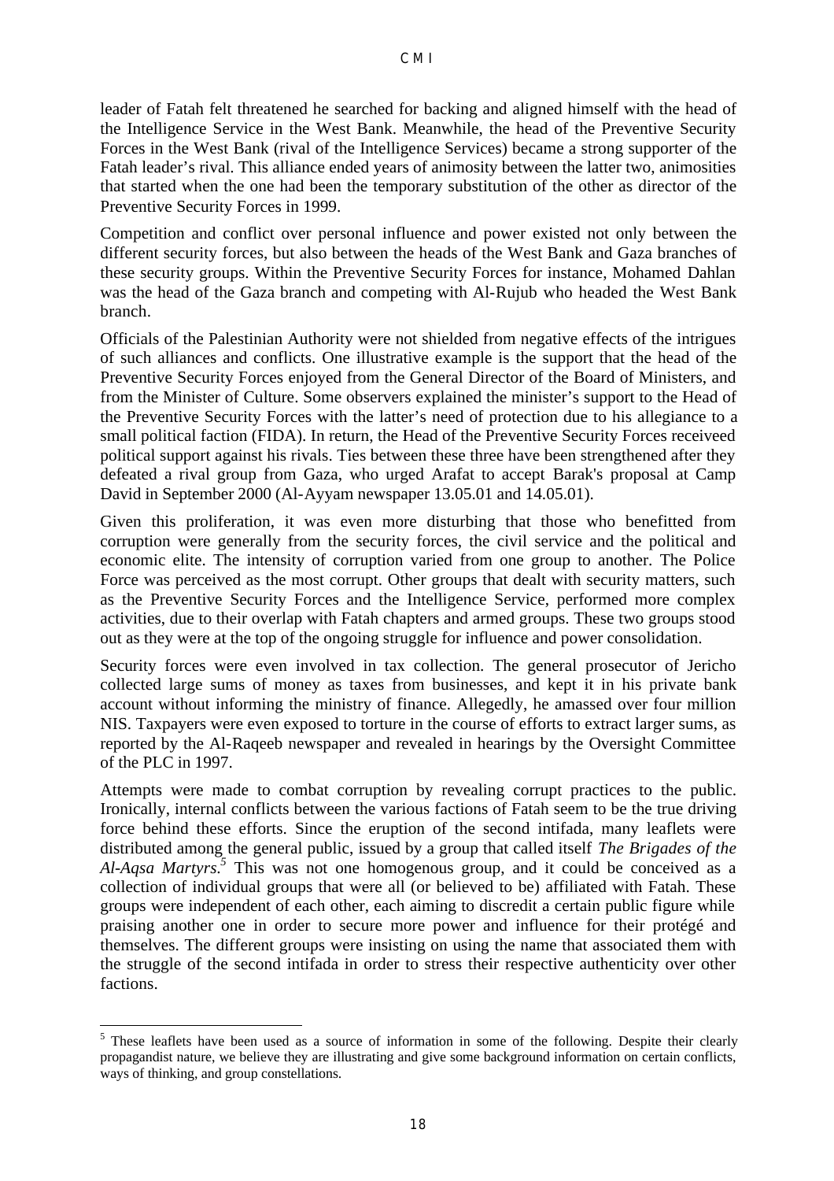leader of Fatah felt threatened he searched for backing and aligned himself with the head of the Intelligence Service in the West Bank. Meanwhile, the head of the Preventive Security Forces in the West Bank (rival of the Intelligence Services) became a strong supporter of the Fatah leader's rival. This alliance ended years of animosity between the latter two, animosities that started when the one had been the temporary substitution of the other as director of the Preventive Security Forces in 1999.

Competition and conflict over personal influence and power existed not only between the different security forces, but also between the heads of the West Bank and Gaza branches of these security groups. Within the Preventive Security Forces for instance, Mohamed Dahlan was the head of the Gaza branch and competing with Al-Rujub who headed the West Bank branch.

Officials of the Palestinian Authority were not shielded from negative effects of the intrigues of such alliances and conflicts. One illustrative example is the support that the head of the Preventive Security Forces enjoyed from the General Director of the Board of Ministers, and from the Minister of Culture. Some observers explained the minister's support to the Head of the Preventive Security Forces with the latter's need of protection due to his allegiance to a small political faction (FIDA). In return, the Head of the Preventive Security Forces receiveed political support against his rivals. Ties between these three have been strengthened after they defeated a rival group from Gaza, who urged Arafat to accept Barak's proposal at Camp David in September 2000 (Al-Ayyam newspaper 13.05.01 and 14.05.01).

Given this proliferation, it was even more disturbing that those who benefitted from corruption were generally from the security forces, the civil service and the political and economic elite. The intensity of corruption varied from one group to another. The Police Force was perceived as the most corrupt. Other groups that dealt with security matters, such as the Preventive Security Forces and the Intelligence Service, performed more complex activities, due to their overlap with Fatah chapters and armed groups. These two groups stood out as they were at the top of the ongoing struggle for influence and power consolidation.

Security forces were even involved in tax collection. The general prosecutor of Jericho collected large sums of money as taxes from businesses, and kept it in his private bank account without informing the ministry of finance. Allegedly, he amassed over four million NIS. Taxpayers were even exposed to torture in the course of efforts to extract larger sums, as reported by the Al-Raqeeb newspaper and revealed in hearings by the Oversight Committee of the PLC in 1997.

Attempts were made to combat corruption by revealing corrupt practices to the public. Ironically, internal conflicts between the various factions of Fatah seem to be the true driving force behind these efforts. Since the eruption of the second intifada, many leaflets were distributed among the general public, issued by a group that called itself *The Brigades of the Al-Aqsa Martyrs*.[5] This was not one homogenous group, and it could be conceived as a collection of individual groups that were all (or believed to be) affiliated with Fatah. These groups were independent of each other, each aiming to discredit a certain public figure while praising another one in order to secure more power and influence for their protégé and themselves. The different groups were insisting on using the name that associated them with the struggle of the second intifada in order to stress their respective authenticity over other factions.

[5] These leaflets have been used as a source of information in some of the following. Despite their clearly propagandist nature, we believe they are illustrating and give some background information on certain conflicts, ways of thinking, and group constellations.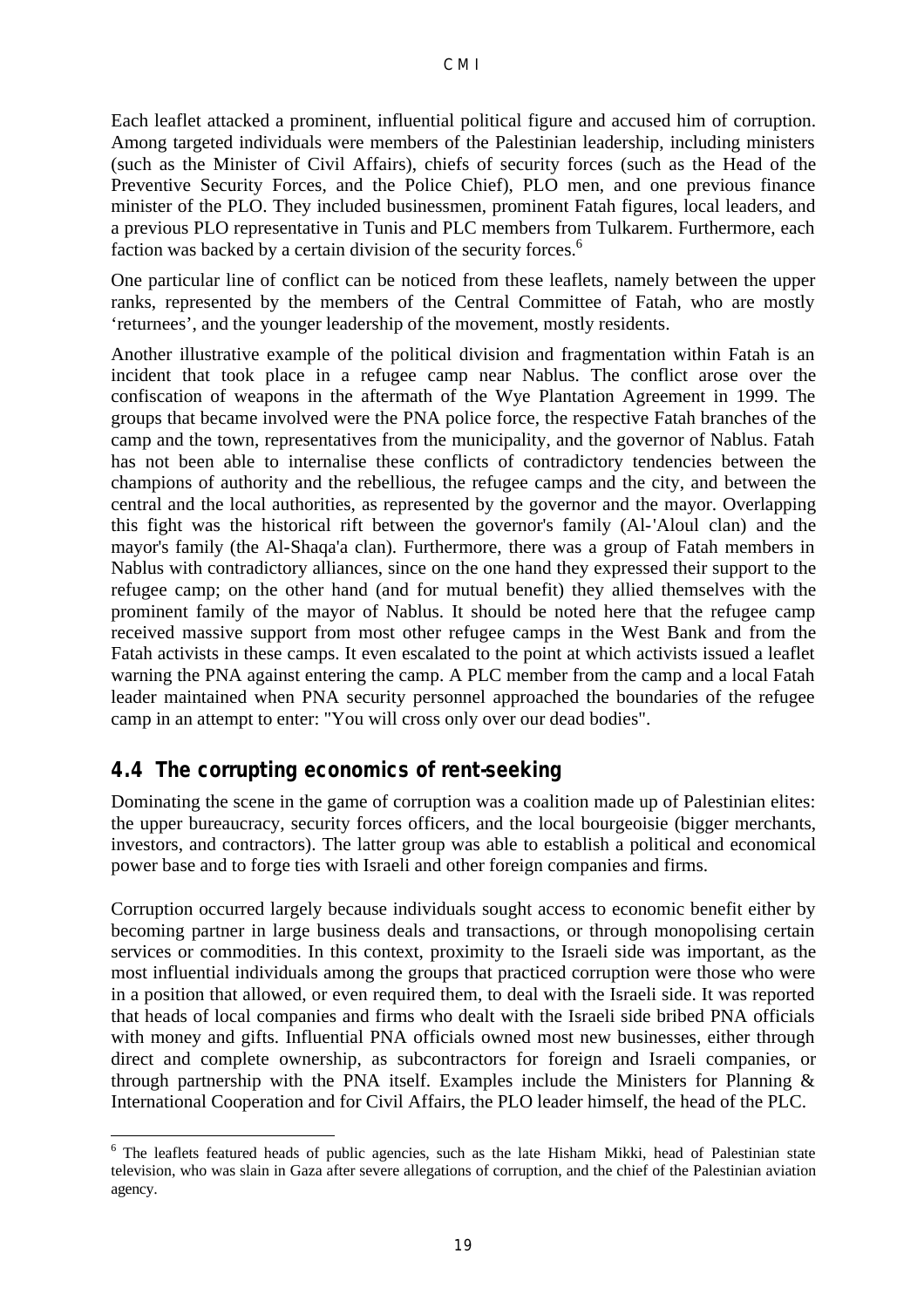Each leaflet attacked a prominent, influential political figure and accused him of corruption. Among targeted individuals were members of the Palestinian leadership, including ministers (such as the Minister of Civil Affairs), chiefs of security forces (such as the Head of the Preventive Security Forces, and the Police Chief), PLO men, and one previous finance minister of the PLO. They included businessmen, prominent Fatah figures, local leaders, and a previous PLO representative in Tunis and PLC members from Tulkarem. Furthermore, each faction was backed by a certain division of the security forces.[6]

One particular line of conflict can be noticed from these leaflets, namely between the upper ranks, represented by the members of the Central Committee of Fatah, who are mostly 'returnees', and the younger leadership of the movement, mostly residents.

Another illustrative example of the political division and fragmentation within Fatah is an incident that took place in a refugee camp near Nablus. The conflict arose over the confiscation of weapons in the aftermath of the Wye Plantation Agreement in 1999. The groups that became involved were the PNA police force, the respective Fatah branches of the camp and the town, representatives from the municipality, and the governor of Nablus. Fatah has not been able to internalise these conflicts of contradictory tendencies between the champions of authority and the rebellious, the refugee camps and the city, and between the central and the local authorities, as represented by the governor and the mayor. Overlapping this fight was the historical rift between the governor's family (Al-'Aloul clan) and the mayor's family (the Al-Shaqa'a clan). Furthermore, there was a group of Fatah members in Nablus with contradictory alliances, since on the one hand they expressed their support to the refugee camp; on the other hand (and for mutual benefit) they allied themselves with the prominent family of the mayor of Nablus. It should be noted here that the refugee camp received massive support from most other refugee camps in the West Bank and from the Fatah activists in these camps. It even escalated to the point at which activists issued a leaflet warning the PNA against entering the camp. A PLC member from the camp and a local Fatah leader maintained when PNA security personnel approached the boundaries of the refugee camp in an attempt to enter: "You will cross only over our dead bodies".

## 4.4 The corrupting economics of rent-seeking

Dominating the scene in the game of corruption was a coalition made up of Palestinian elites: the upper bureaucracy, security forces officers, and the local bourgeoisie (bigger merchants, investors, and contractors). The latter group was able to establish a political and economical power base and to forge ties with Israeli and other foreign companies and firms.

Corruption occurred largely because individuals sought access to economic benefit either by becoming partner in large business deals and transactions, or through monopolising certain services or commodities. In this context, proximity to the Israeli side was important, as the most influential individuals among the groups that practiced corruption were those who were in a position that allowed, or even required them, to deal with the Israeli side. It was reported that heads of local companies and firms who dealt with the Israeli side bribed PNA officials with money and gifts. Influential PNA officials owned most new businesses, either through direct and complete ownership, as subcontractors for foreign and Israeli companies, or through partnership with the PNA itself. Examples include the Ministers for Planning & International Cooperation and for Civil Affairs, the PLO leader himself, the head of the PLC.

---

[6] The leaflets featured heads of public agencies, such as the late Hisham Mikki, head of Palestinian state television, who was slain in Gaza after severe allegations of corruption, and the chief of the Palestinian aviation agency.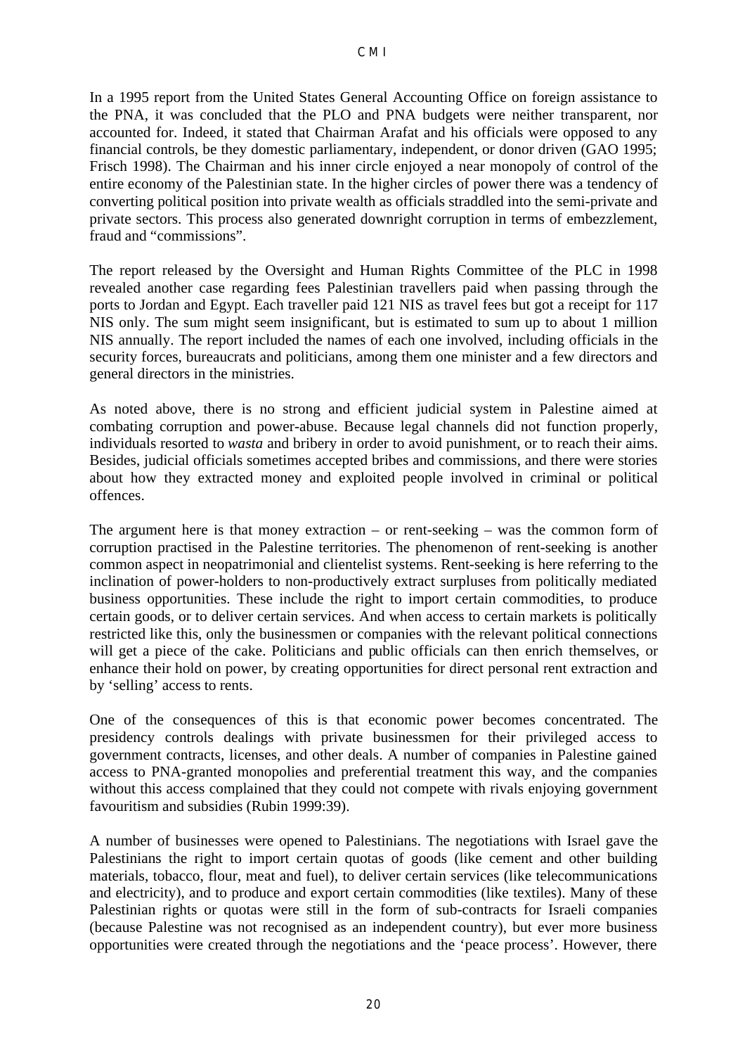In a 1995 report from the United States General Accounting Office on foreign assistance to the PNA, it was concluded that the PLO and PNA budgets were neither transparent, nor accounted for. Indeed, it stated that Chairman Arafat and his officials were opposed to any financial controls, be they domestic parliamentary, independent, or donor driven (GAO 1995; Frisch 1998). The Chairman and his inner circle enjoyed a near monopoly of control of the entire economy of the Palestinian state. In the higher circles of power there was a tendency of converting political position into private wealth as officials straddled into the semi-private and private sectors. This process also generated downright corruption in terms of embezzlement, fraud and "commissions".

The report released by the Oversight and Human Rights Committee of the PLC in 1998 revealed another case regarding fees Palestinian travellers paid when passing through the ports to Jordan and Egypt. Each traveller paid 121 NIS as travel fees but got a receipt for 117 NIS only. The sum might seem insignificant, but is estimated to sum up to about 1 million NIS annually. The report included the names of each one involved, including officials in the security forces, bureaucrats and politicians, among them one minister and a few directors and general directors in the ministries.

As noted above, there is no strong and efficient judicial system in Palestine aimed at combating corruption and power-abuse. Because legal channels did not function properly, individuals resorted to *wasta* and bribery in order to avoid punishment, or to reach their aims. Besides, judicial officials sometimes accepted bribes and commissions, and there were stories about how they extracted money and exploited people involved in criminal or political offences.

The argument here is that money extraction – or rent-seeking – was the common form of corruption practised in the Palestine territories. The phenomenon of rent-seeking is another common aspect in neopatrimonial and clientelist systems. Rent-seeking is here referring to the inclination of power-holders to non-productively extract surpluses from politically mediated business opportunities. These include the right to import certain commodities, to produce certain goods, or to deliver certain services. And when access to certain markets is politically restricted like this, only the businessmen or companies with the relevant political connections will get a piece of the cake. Politicians and public officials can then enrich themselves, or enhance their hold on power, by creating opportunities for direct personal rent extraction and by 'selling' access to rents.

One of the consequences of this is that economic power becomes concentrated. The presidency controls dealings with private businessmen for their privileged access to government contracts, licenses, and other deals. A number of companies in Palestine gained access to PNA-granted monopolies and preferential treatment this way, and the companies without this access complained that they could not compete with rivals enjoying government favouritism and subsidies (Rubin 1999:39).

A number of businesses were opened to Palestinians. The negotiations with Israel gave the Palestinians the right to import certain quotas of goods (like cement and other building materials, tobacco, flour, meat and fuel), to deliver certain services (like telecommunications and electricity), and to produce and export certain commodities (like textiles). Many of these Palestinian rights or quotas were still in the form of sub-contracts for Israeli companies (because Palestine was not recognised as an independent country), but ever more business opportunities were created through the negotiations and the 'peace process'. However, there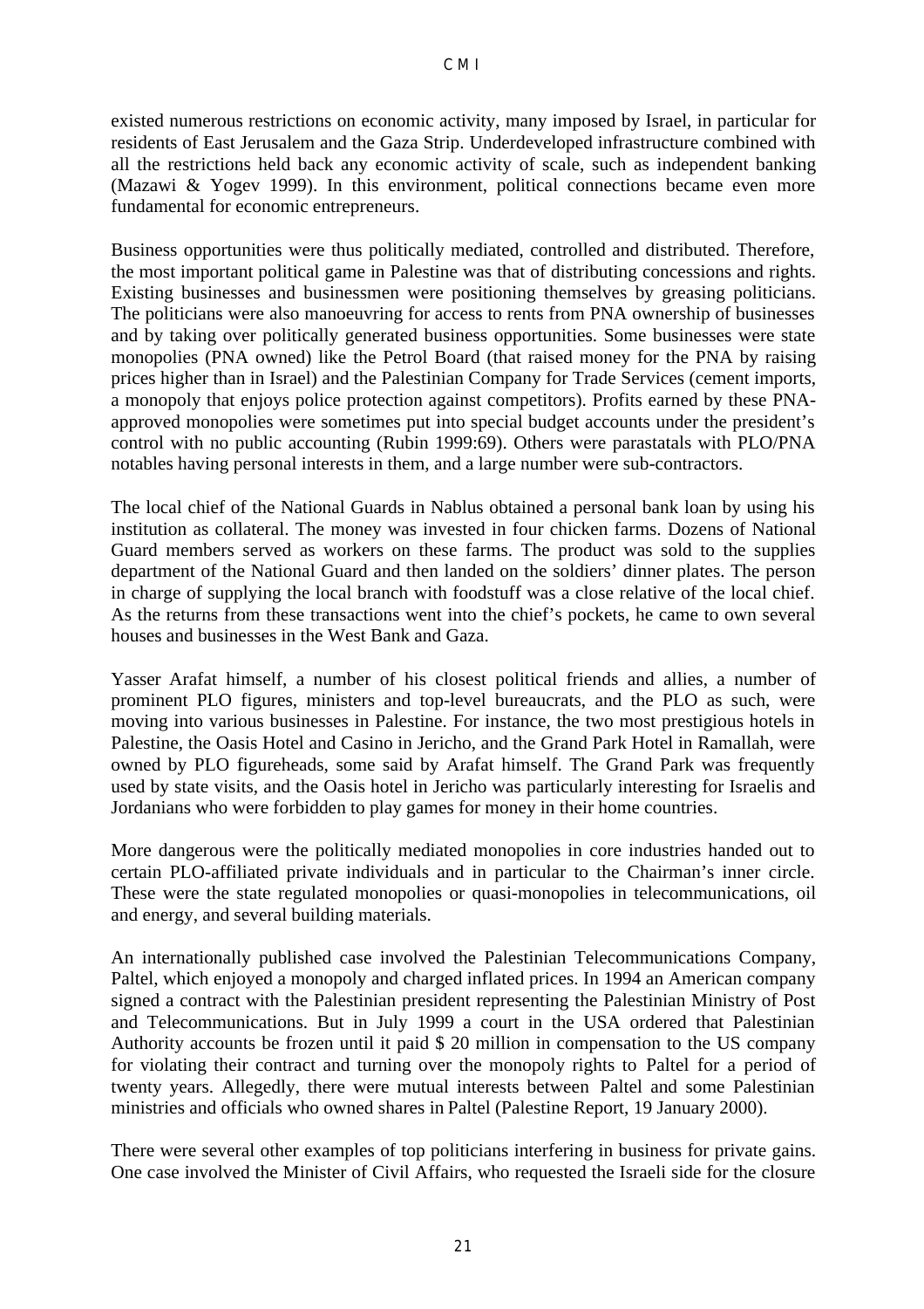existed numerous restrictions on economic activity, many imposed by Israel, in particular for residents of East Jerusalem and the Gaza Strip. Underdeveloped infrastructure combined with all the restrictions held back any economic activity of scale, such as independent banking (Mazawi & Yogev 1999). In this environment, political connections became even more fundamental for economic entrepreneurs.

Business opportunities were thus politically mediated, controlled and distributed. Therefore, the most important political game in Palestine was that of distributing concessions and rights. Existing businesses and businessmen were positioning themselves by greasing politicians. The politicians were also manoeuvring for access to rents from PNA ownership of businesses and by taking over politically generated business opportunities. Some businesses were state monopolies (PNA owned) like the Petrol Board (that raised money for the PNA by raising prices higher than in Israel) and the Palestinian Company for Trade Services (cement imports, a monopoly that enjoys police protection against competitors). Profits earned by these PNA-approved monopolies were sometimes put into special budget accounts under the president's control with no public accounting (Rubin 1999:69). Others were parastatals with PLO/PNA notables having personal interests in them, and a large number were sub-contractors.

The local chief of the National Guards in Nablus obtained a personal bank loan by using his institution as collateral. The money was invested in four chicken farms. Dozens of National Guard members served as workers on these farms. The product was sold to the supplies department of the National Guard and then landed on the soldiers' dinner plates. The person in charge of supplying the local branch with foodstuff was a close relative of the local chief. As the returns from these transactions went into the chief's pockets, he came to own several houses and businesses in the West Bank and Gaza.

Yasser Arafat himself, a number of his closest political friends and allies, a number of prominent PLO figures, ministers and top-level bureaucrats, and the PLO as such, were moving into various businesses in Palestine. For instance, the two most prestigious hotels in Palestine, the Oasis Hotel and Casino in Jericho, and the Grand Park Hotel in Ramallah, were owned by PLO figureheads, some said by Arafat himself. The Grand Park was frequently used by state visits, and the Oasis hotel in Jericho was particularly interesting for Israelis and Jordanians who were forbidden to play games for money in their home countries.

More dangerous were the politically mediated monopolies in core industries handed out to certain PLO-affiliated private individuals and in particular to the Chairman's inner circle. These were the state regulated monopolies or quasi-monopolies in telecommunications, oil and energy, and several building materials.

An internationally published case involved the Palestinian Telecommunications Company, Paltel, which enjoyed a monopoly and charged inflated prices. In 1994 an American company signed a contract with the Palestinian president representing the Palestinian Ministry of Post and Telecommunications. But in July 1999 a court in the USA ordered that Palestinian Authority accounts be frozen until it paid $ 20 million in compensation to the US company for violating their contract and turning over the monopoly rights to Paltel for a period of twenty years. Allegedly, there were mutual interests between Paltel and some Palestinian ministries and officials who owned shares in Paltel (Palestine Report, 19 January 2000).

There were several other examples of top politicians interfering in business for private gains. One case involved the Minister of Civil Affairs, who requested the Israeli side for the closure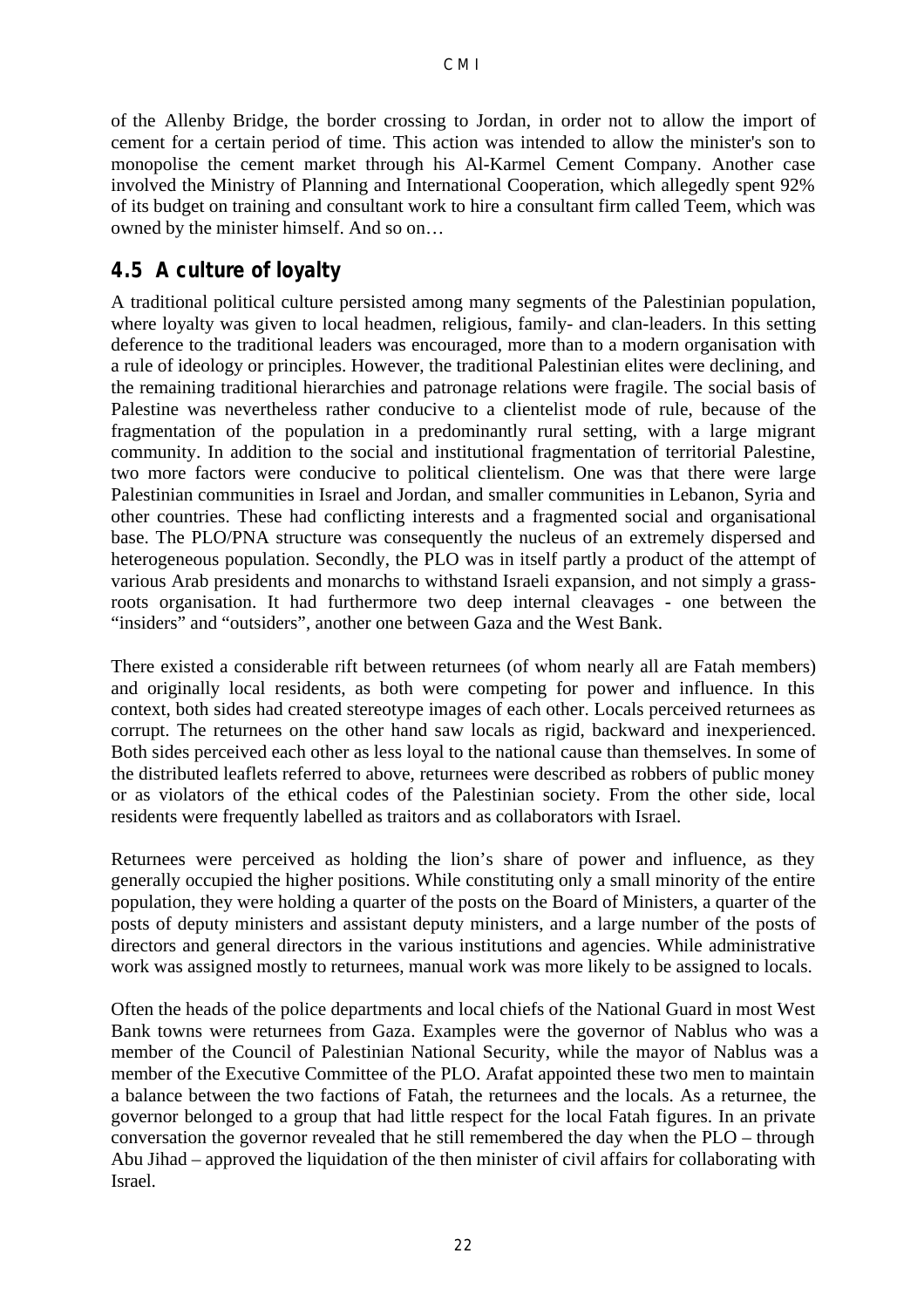of the Allenby Bridge, the border crossing to Jordan, in order not to allow the import of cement for a certain period of time. This action was intended to allow the minister's son to monopolise the cement market through his Al-Karmel Cement Company. Another case involved the Ministry of Planning and International Cooperation, which allegedly spent 92% of its budget on training and consultant work to hire a consultant firm called Teem, which was owned by the minister himself. And so on…

## 4.5 A culture of loyalty

A traditional political culture persisted among many segments of the Palestinian population, where loyalty was given to local headmen, religious, family- and clan-leaders. In this setting deference to the traditional leaders was encouraged, more than to a modern organisation with a rule of ideology or principles. However, the traditional Palestinian elites were declining, and the remaining traditional hierarchies and patronage relations were fragile. The social basis of Palestine was nevertheless rather conducive to a clientelist mode of rule, because of the fragmentation of the population in a predominantly rural setting, with a large migrant community. In addition to the social and institutional fragmentation of territorial Palestine, two more factors were conducive to political clientelism. One was that there were large Palestinian communities in Israel and Jordan, and smaller communities in Lebanon, Syria and other countries. These had conflicting interests and a fragmented social and organisational base. The PLO/PNA structure was consequently the nucleus of an extremely dispersed and heterogeneous population. Secondly, the PLO was in itself partly a product of the attempt of various Arab presidents and monarchs to withstand Israeli expansion, and not simply a grass-roots organisation. It had furthermore two deep internal cleavages - one between the "insiders" and "outsiders", another one between Gaza and the West Bank.

There existed a considerable rift between returnees (of whom nearly all are Fatah members) and originally local residents, as both were competing for power and influence. In this context, both sides had created stereotype images of each other. Locals perceived returnees as corrupt. The returnees on the other hand saw locals as rigid, backward and inexperienced. Both sides perceived each other as less loyal to the national cause than themselves. In some of the distributed leaflets referred to above, returnees were described as robbers of public money or as violators of the ethical codes of the Palestinian society. From the other side, local residents were frequently labelled as traitors and as collaborators with Israel.

Returnees were perceived as holding the lion's share of power and influence, as they generally occupied the higher positions. While constituting only a small minority of the entire population, they were holding a quarter of the posts on the Board of Ministers, a quarter of the posts of deputy ministers and assistant deputy ministers, and a large number of the posts of directors and general directors in the various institutions and agencies. While administrative work was assigned mostly to returnees, manual work was more likely to be assigned to locals.

Often the heads of the police departments and local chiefs of the National Guard in most West Bank towns were returnees from Gaza. Examples were the governor of Nablus who was a member of the Council of Palestinian National Security, while the mayor of Nablus was a member of the Executive Committee of the PLO. Arafat appointed these two men to maintain a balance between the two factions of Fatah, the returnees and the locals. As a returnee, the governor belonged to a group that had little respect for the local Fatah figures. In an private conversation the governor revealed that he still remembered the day when the PLO – through Abu Jihad – approved the liquidation of the then minister of civil affairs for collaborating with Israel.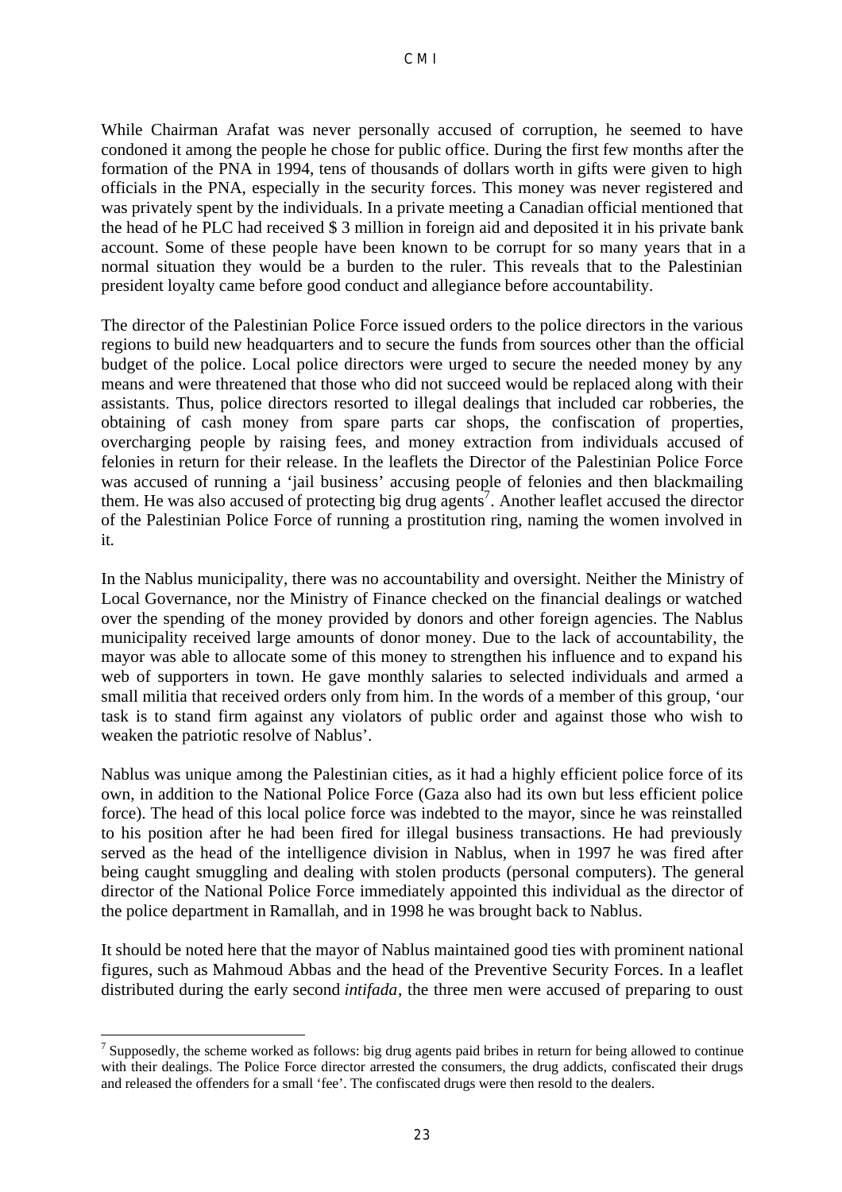While Chairman Arafat was never personally accused of corruption, he seemed to have condoned it among the people he chose for public office. During the first few months after the formation of the PNA in 1994, tens of thousands of dollars worth in gifts were given to high officials in the PNA, especially in the security forces. This money was never registered and was privately spent by the individuals. In a private meeting a Canadian official mentioned that the head of he PLC had received $ 3 million in foreign aid and deposited it in his private bank account. Some of these people have been known to be corrupt for so many years that in a normal situation they would be a burden to the ruler. This reveals that to the Palestinian president loyalty came before good conduct and allegiance before accountability.

The director of the Palestinian Police Force issued orders to the police directors in the various regions to build new headquarters and to secure the funds from sources other than the official budget of the police. Local police directors were urged to secure the needed money by any means and were threatened that those who did not succeed would be replaced along with their assistants. Thus, police directors resorted to illegal dealings that included car robberies, the obtaining of cash money from spare parts car shops, the confiscation of properties, overcharging people by raising fees, and money extraction from individuals accused of felonies in return for their release. In the leaflets the Director of the Palestinian Police Force was accused of running a 'jail business' accusing people of felonies and then blackmailing them. He was also accused of protecting big drug agents[7]. Another leaflet accused the director of the Palestinian Police Force of running a prostitution ring, naming the women involved in it.

In the Nablus municipality, there was no accountability and oversight. Neither the Ministry of Local Governance, nor the Ministry of Finance checked on the financial dealings or watched over the spending of the money provided by donors and other foreign agencies. The Nablus municipality received large amounts of donor money. Due to the lack of accountability, the mayor was able to allocate some of this money to strengthen his influence and to expand his web of supporters in town. He gave monthly salaries to selected individuals and armed a small militia that received orders only from him. In the words of a member of this group, 'our task is to stand firm against any violators of public order and against those who wish to weaken the patriotic resolve of Nablus'.

Nablus was unique among the Palestinian cities, as it had a highly efficient police force of its own, in addition to the National Police Force (Gaza also had its own but less efficient police force). The head of this local police force was indebted to the mayor, since he was reinstalled to his position after he had been fired for illegal business transactions. He had previously served as the head of the intelligence division in Nablus, when in 1997 he was fired after being caught smuggling and dealing with stolen products (personal computers). The general director of the National Police Force immediately appointed this individual as the director of the police department in Ramallah, and in 1998 he was brought back to Nablus.

It should be noted here that the mayor of Nablus maintained good ties with prominent national figures, such as Mahmoud Abbas and the head of the Preventive Security Forces. In a leaflet distributed during the early second *intifada*, the three men were accused of preparing to oust

[7] Supposedly, the scheme worked as follows: big drug agents paid bribes in return for being allowed to continue with their dealings. The Police Force director arrested the consumers, the drug addicts, confiscated their drugs and released the offenders for a small 'fee'. The confiscated drugs were then resold to the dealers.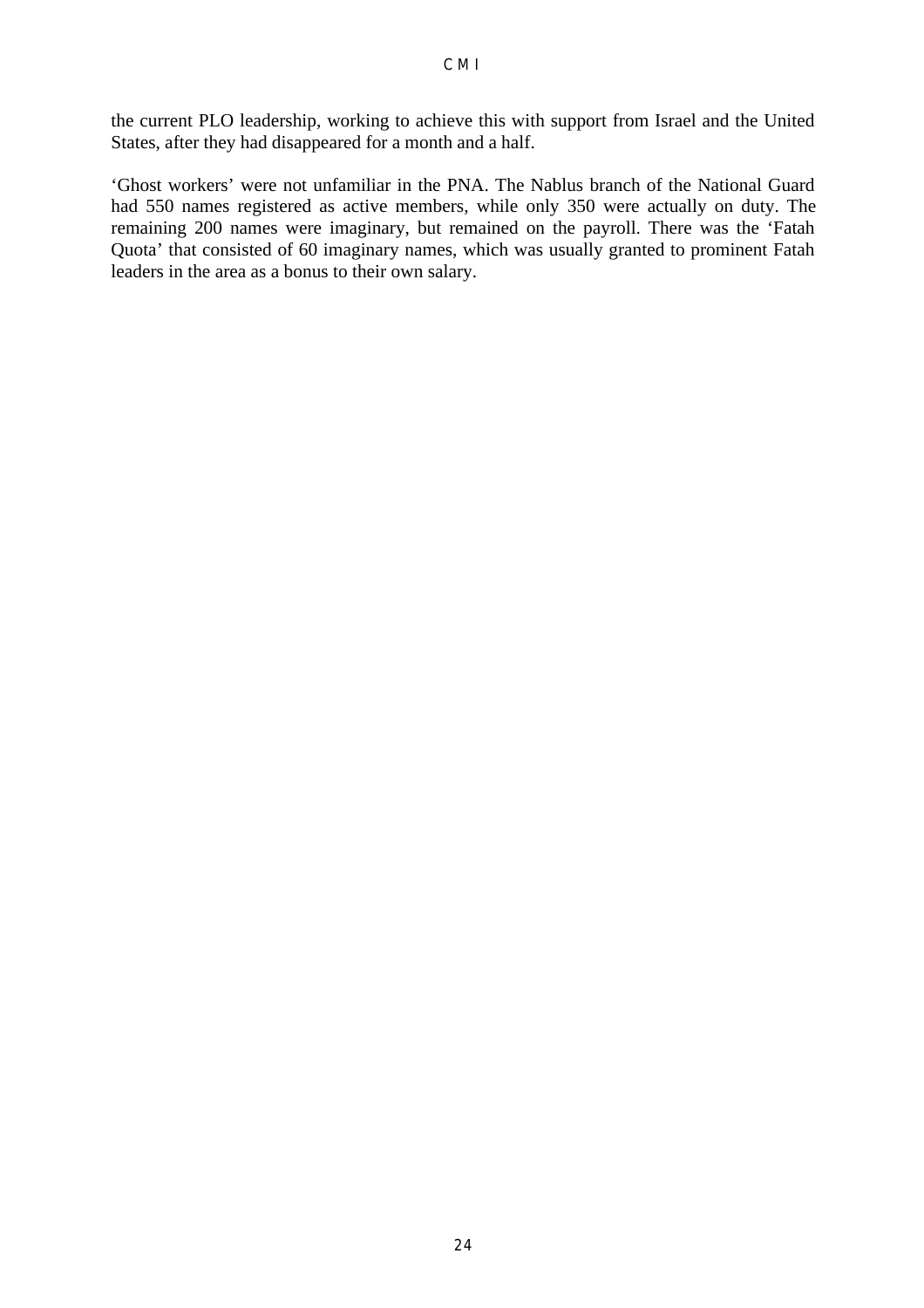the current PLO leadership, working to achieve this with support from Israel and the United States, after they had disappeared for a month and a half.

'Ghost workers' were not unfamiliar in the PNA. The Nablus branch of the National Guard had 550 names registered as active members, while only 350 were actually on duty. The remaining 200 names were imaginary, but remained on the payroll. There was the 'Fatah Quota' that consisted of 60 imaginary names, which was usually granted to prominent Fatah leaders in the area as a bonus to their own salary.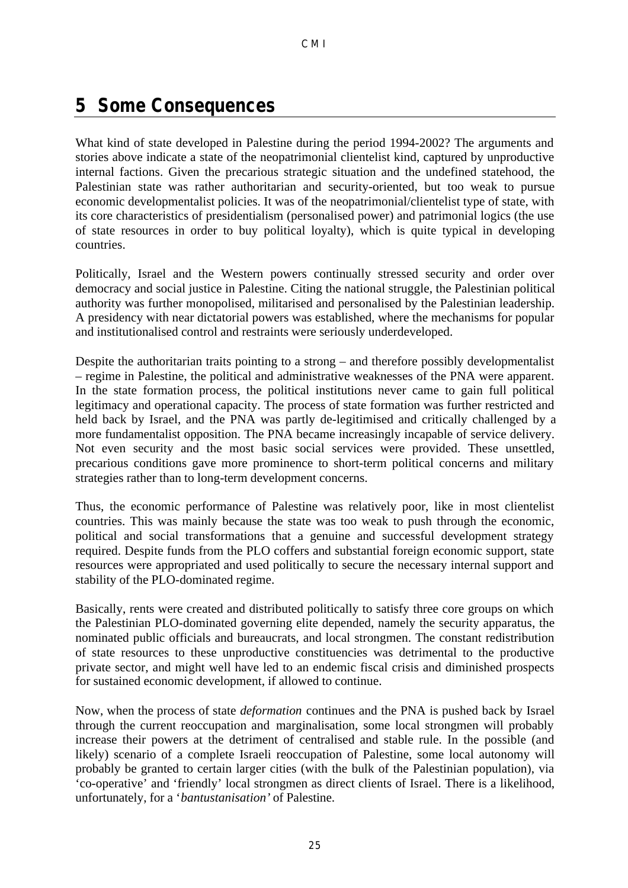# 5 Some Consequences

What kind of state developed in Palestine during the period 1994-2002? The arguments and stories above indicate a state of the neopatrimonial clientelist kind, captured by unproductive internal factions. Given the precarious strategic situation and the undefined statehood, the Palestinian state was rather authoritarian and security-oriented, but too weak to pursue economic developmentalist policies. It was of the neopatrimonial/clientelist type of state, with its core characteristics of presidentialism (personalised power) and patrimonial logics (the use of state resources in order to buy political loyalty), which is quite typical in developing countries.

Politically, Israel and the Western powers continually stressed security and order over democracy and social justice in Palestine. Citing the national struggle, the Palestinian political authority was further monopolised, militarised and personalised by the Palestinian leadership. A presidency with near dictatorial powers was established, where the mechanisms for popular and institutionalised control and restraints were seriously underdeveloped.

Despite the authoritarian traits pointing to a strong – and therefore possibly developmentalist – regime in Palestine, the political and administrative weaknesses of the PNA were apparent. In the state formation process, the political institutions never came to gain full political legitimacy and operational capacity. The process of state formation was further restricted and held back by Israel, and the PNA was partly de-legitimised and critically challenged by a more fundamentalist opposition. The PNA became increasingly incapable of service delivery. Not even security and the most basic social services were provided. These unsettled, precarious conditions gave more prominence to short-term political concerns and military strategies rather than to long-term development concerns.

Thus, the economic performance of Palestine was relatively poor, like in most clientelist countries. This was mainly because the state was too weak to push through the economic, political and social transformations that a genuine and successful development strategy required. Despite funds from the PLO coffers and substantial foreign economic support, state resources were appropriated and used politically to secure the necessary internal support and stability of the PLO-dominated regime.

Basically, rents were created and distributed politically to satisfy three core groups on which the Palestinian PLO-dominated governing elite depended, namely the security apparatus, the nominated public officials and bureaucrats, and local strongmen. The constant redistribution of state resources to these unproductive constituencies was detrimental to the productive private sector, and might well have led to an endemic fiscal crisis and diminished prospects for sustained economic development, if allowed to continue.

Now, when the process of state *deformation* continues and the PNA is pushed back by Israel through the current reoccupation and marginalisation, some local strongmen will probably increase their powers at the detriment of centralised and stable rule. In the possible (and likely) scenario of a complete Israeli reoccupation of Palestine, some local autonomy will probably be granted to certain larger cities (with the bulk of the Palestinian population), via 'co-operative' and 'friendly' local strongmen as direct clients of Israel. There is a likelihood, unfortunately, for a '*bantustanisation'* of Palestine.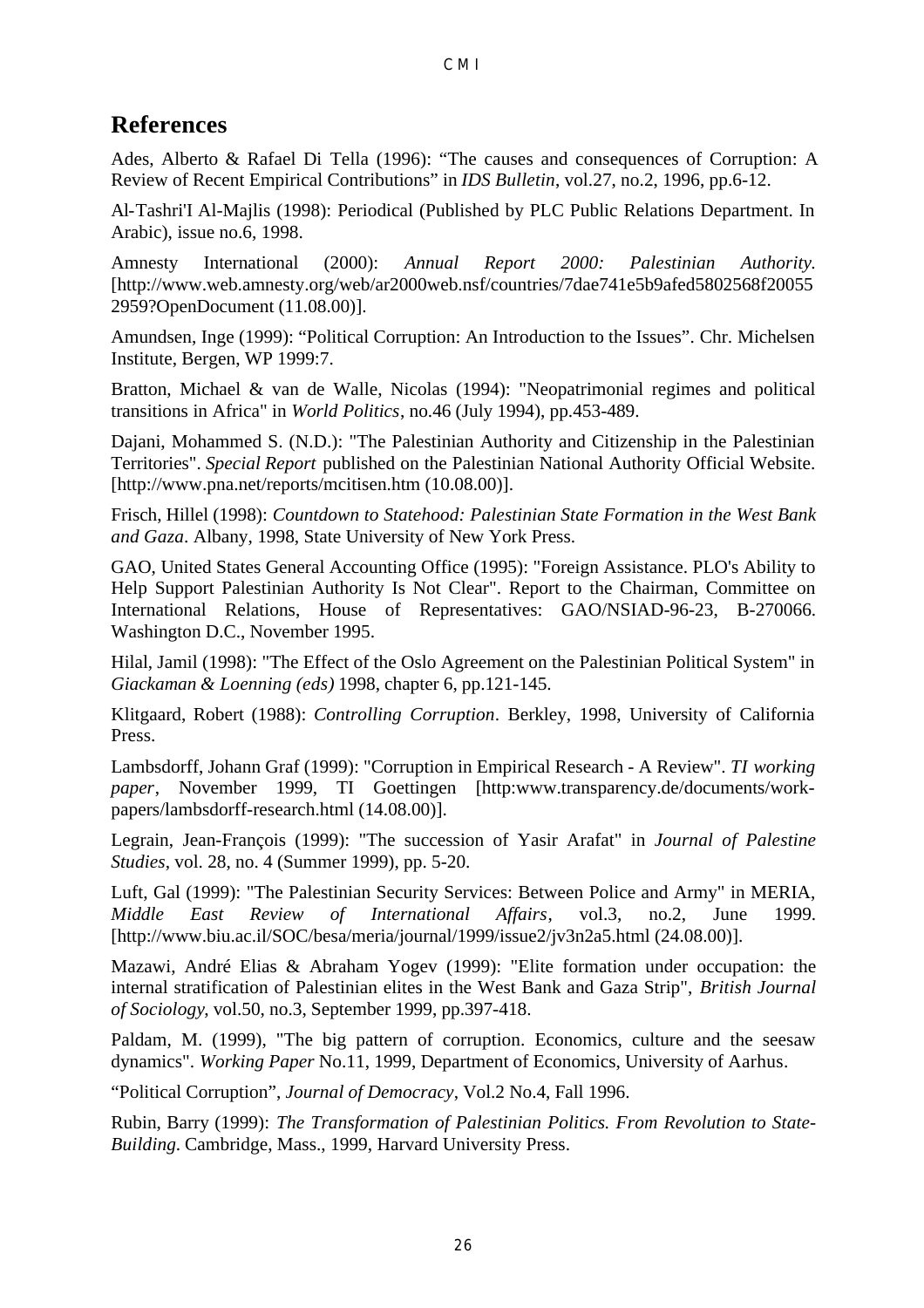# References

Ades, Alberto & Rafael Di Tella (1996): “The causes and consequences of Corruption: A Review of Recent Empirical Contributions” in *IDS Bulletin*, vol.27, no.2, 1996, pp.6-12.

Al-Tashri'I Al-Majlis (1998): Periodical (Published by PLC Public Relations Department. In Arabic), issue no.6, 1998.

Amnesty International (2000): *Annual Report 2000: Palestinian Authority.* [http://www.web.amnesty.org/web/ar2000web.nsf/countries/7dae741e5b9afed5802568f200552959?OpenDocument (11.08.00)].

Amundsen, Inge (1999): “Political Corruption: An Introduction to the Issues”. Chr. Michelsen Institute, Bergen, WP 1999:7.

Bratton, Michael & van de Walle, Nicolas (1994): "Neopatrimonial regimes and political transitions in Africa" in *World Politics*, no.46 (July 1994), pp.453-489.

Dajani, Mohammed S. (N.D.): "The Palestinian Authority and Citizenship in the Palestinian Territories". *Special Report* published on the Palestinian National Authority Official Website. [http://www.pna.net/reports/mcitisen.htm (10.08.00)].

Frisch, Hillel (1998): *Countdown to Statehood: Palestinian State Formation in the West Bank and Gaza*. Albany, 1998, State University of New York Press.

GAO, United States General Accounting Office (1995): "Foreign Assistance. PLO's Ability to Help Support Palestinian Authority Is Not Clear". Report to the Chairman, Committee on International Relations, House of Representatives: GAO/NSIAD-96-23, B-270066. Washington D.C., November 1995.

Hilal, Jamil (1998): "The Effect of the Oslo Agreement on the Palestinian Political System" in *Giackaman & Loenning (eds)* 1998, chapter 6, pp.121-145.

Klitgaard, Robert (1988): *Controlling Corruption*. Berkley, 1998, University of California Press.

Lambsdorff, Johann Graf (1999): "Corruption in Empirical Research - A Review". *TI working paper*, November 1999, TI Goettingen [http:www.transparency.de/documents/work-papers/lambsdorff-research.html (14.08.00)].

Legrain, Jean-François (1999): "The succession of Yasir Arafat" in *Journal of Palestine Studies*, vol. 28, no. 4 (Summer 1999), pp. 5-20.

Luft, Gal (1999): "The Palestinian Security Services: Between Police and Army" in MERIA, *Middle East Review of International Affairs*, vol.3, no.2, June 1999. [http://www.biu.ac.il/SOC/besa/meria/journal/1999/issue2/jv3n2a5.html (24.08.00)].

Mazawi, André Elias & Abraham Yogev (1999): "Elite formation under occupation: the internal stratification of Palestinian elites in the West Bank and Gaza Strip", *British Journal of Sociology*, vol.50, no.3, September 1999, pp.397-418.

Paldam, M. (1999), "The big pattern of corruption. Economics, culture and the seesaw dynamics". *Working Paper* No.11, 1999, Department of Economics, University of Aarhus.

“Political Corruption”, *Journal of Democracy*, Vol.2 No.4, Fall 1996.

Rubin, Barry (1999): *The Transformation of Palestinian Politics. From Revolution to State-Building*. Cambridge, Mass., 1999, Harvard University Press.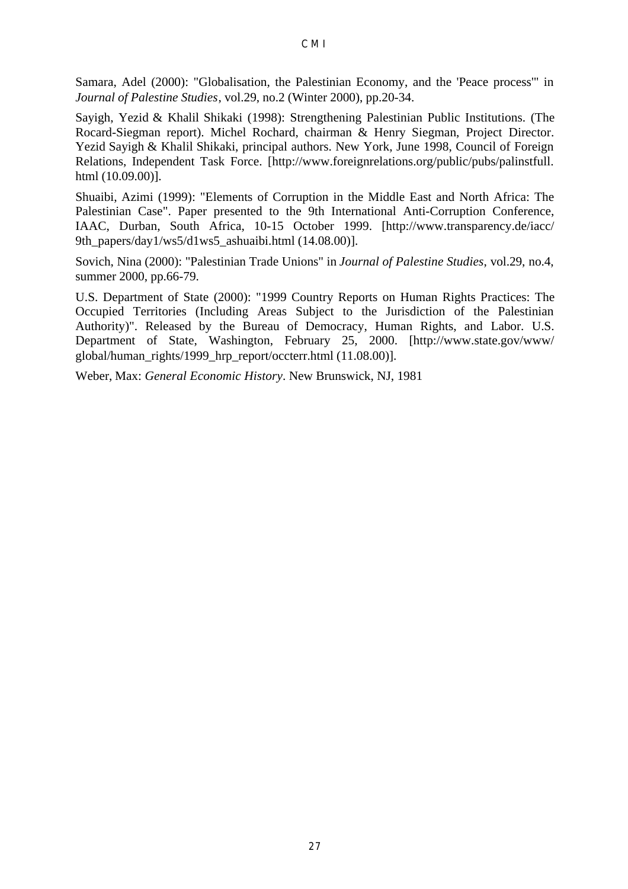Samara, Adel (2000): "Globalisation, the Palestinian Economy, and the 'Peace process'" in *Journal of Palestine Studies*, vol.29, no.2 (Winter 2000), pp.20-34.

Sayigh, Yezid & Khalil Shikaki (1998): Strengthening Palestinian Public Institutions. (The Rocard-Siegman report). Michel Rochard, chairman & Henry Siegman, Project Director. Yezid Sayigh & Khalil Shikaki, principal authors. New York, June 1998, Council of Foreign Relations, Independent Task Force. [http://www.foreignrelations.org/public/pubs/palinstfull.html (10.09.00)].

Shuaibi, Azimi (1999): "Elements of Corruption in the Middle East and North Africa: The Palestinian Case". Paper presented to the 9th International Anti-Corruption Conference, IAAC, Durban, South Africa, 10-15 October 1999. [http://www.transparency.de/iacc/9th_papers/day1/ws5/d1ws5_ashuaibi.html (14.08.00)].

Sovich, Nina (2000): "Palestinian Trade Unions" in *Journal of Palestine Studies*, vol.29, no.4, summer 2000, pp.66-79.

U.S. Department of State (2000): "1999 Country Reports on Human Rights Practices: The Occupied Territories (Including Areas Subject to the Jurisdiction of the Palestinian Authority)". Released by the Bureau of Democracy, Human Rights, and Labor. U.S. Department of State, Washington, February 25, 2000. [http://www.state.gov/www/global/human_rights/1999_hrp_report/occterr.html (11.08.00)].

Weber, Max: *General Economic History*. New Brunswick, NJ, 1981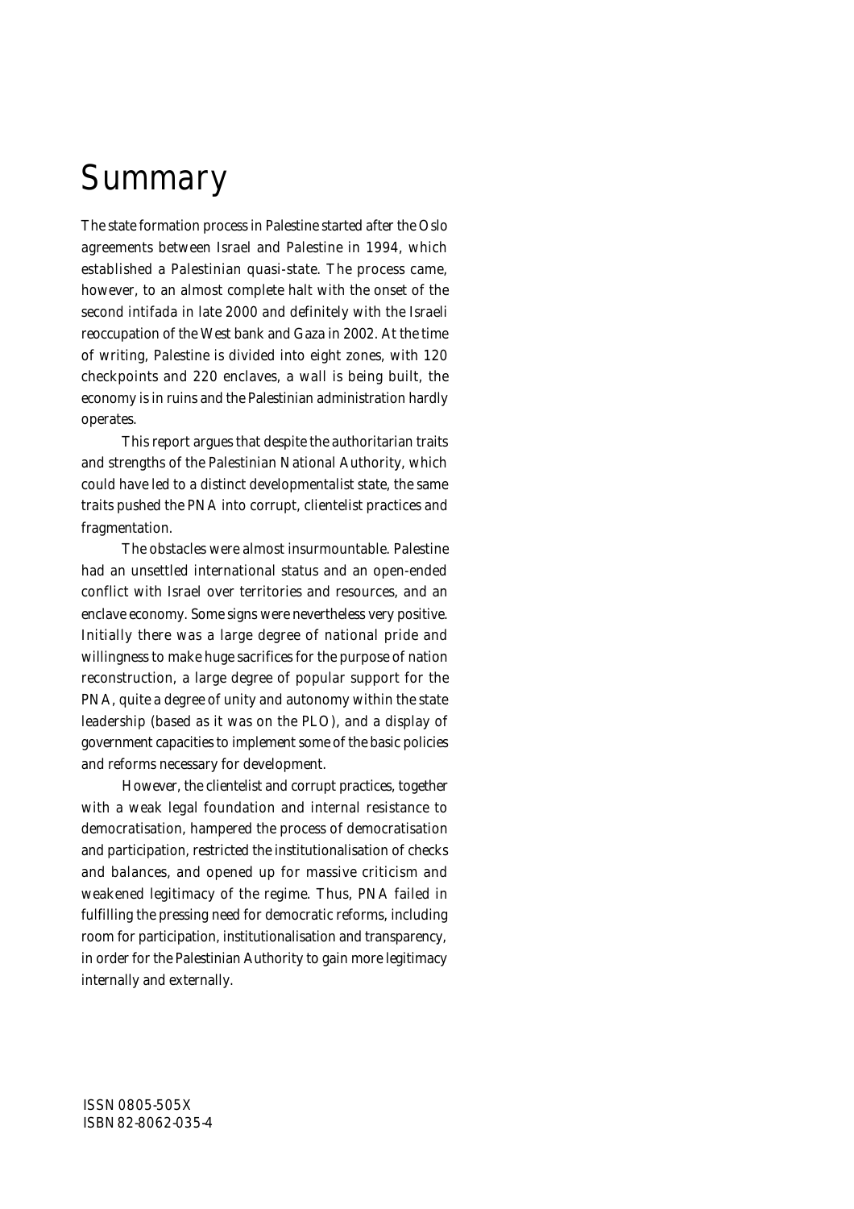# Summary

The state formation process in Palestine started after the Oslo agreements between Israel and Palestine in 1994, which established a Palestinian quasi-state. The process came, however, to an almost complete halt with the onset of the second intifada in late 2000 and definitely with the Israeli reoccupation of the West bank and Gaza in 2002. At the time of writing, Palestine is divided into eight zones, with 120 checkpoints and 220 enclaves, a wall is being built, the economy is in ruins and the Palestinian administration hardly operates.

This report argues that despite the authoritarian traits and strengths of the Palestinian National Authority, which could have led to a distinct developmentalist state, the same traits pushed the PNA into corrupt, clientelist practices and fragmentation.

The obstacles were almost insurmountable. Palestine had an unsettled international status and an open-ended conflict with Israel over territories and resources, and an enclave economy. Some signs were nevertheless very positive. Initially there was a large degree of national pride and willingness to make huge sacrifices for the purpose of nation reconstruction, a large degree of popular support for the PNA, quite a degree of unity and autonomy within the state leadership (based as it was on the PLO), and a display of government capacities to implement some of the basic policies and reforms necessary for development.

However, the clientelist and corrupt practices, together with a weak legal foundation and internal resistance to democratisation, hampered the process of democratisation and participation, restricted the institutionalisation of checks and balances, and opened up for massive criticism and weakened legitimacy of the regime. Thus, PNA failed in fulfilling the pressing need for democratic reforms, including room for participation, institutionalisation and transparency, in order for the Palestinian Authority to gain more legitimacy internally and externally.

ISSN 0805-505X
ISBN 82-8062-035-4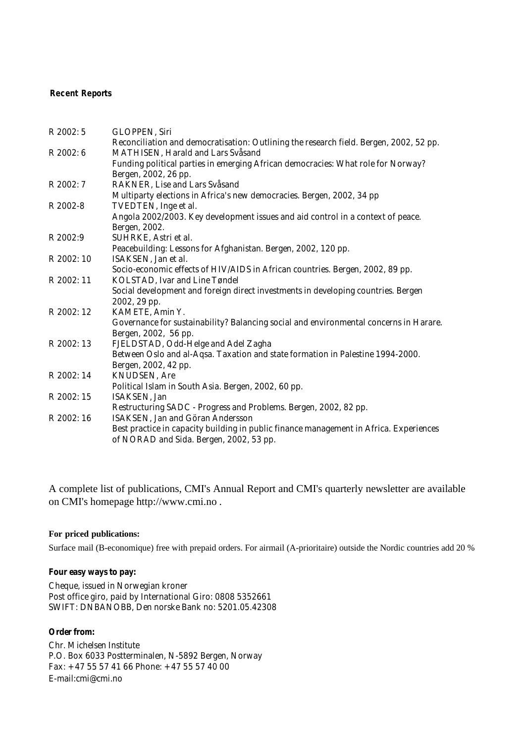**Recent Reports**

| | |
|---|---|
| R 2002: 5 | GLOPPEN, Siri<br>Reconciliation and democratisation: Outlining the research field. Bergen, 2002, 52 pp. |
| R 2002: 6 | MATHISEN, Harald and Lars Svåsand<br>Funding political parties in emerging African democracies: What role for Norway? Bergen, 2002, 26 pp. |
| R 2002: 7 | RAKNER, Lise and Lars Svåsand<br>Multiparty elections in Africa's new democracies. Bergen, 2002, 34 pp |
| R 2002-8 | TVEDTEN, Inge et al.<br>Angola 2002/2003. Key development issues and aid control in a context of peace. Bergen, 2002. |
| R 2002:9 | SUHRKE, Astri et al.<br>Peacebuilding: Lessons for Afghanistan. Bergen, 2002, 120 pp. |
| R 2002: 10 | ISAKSEN, Jan et al.<br>Socio-economic effects of HIV/AIDS in African countries. Bergen, 2002, 89 pp. |
| R 2002: 11 | KOLSTAD, Ivar and Line Tøndel<br>Social development and foreign direct investments in developing countries. Bergen 2002, 29 pp. |
| R 2002: 12 | KAMETE, Amin Y.<br>Governance for sustainability? Balancing social and environmental concerns in Harare. Bergen, 2002, 56 pp. |
| R 2002: 13 | FJELDSTAD, Odd-Helge and Adel Zagha<br>Between Oslo and al-Aqsa. Taxation and state formation in Palestine 1994-2000. Bergen, 2002, 42 pp. |
| R 2002: 14 | KNUDSEN, Are<br>Political Islam in South Asia. Bergen, 2002, 60 pp. |
| R 2002: 15 | ISAKSEN, Jan<br>Restructuring SADC - Progress and Problems. Bergen, 2002, 82 pp. |
| R 2002: 16 | ISAKSEN, Jan and Göran Andersson<br>Best practice in capacity building in public finance management in Africa. Experiences of NORAD and Sida. Bergen, 2002, 53 pp. |

A complete list of publications, CMI's Annual Report and CMI's quarterly newsletter are available on CMI's homepage http://www.cmi.no .

**For priced publications:**

Surface mail (B-economique) free with prepaid orders. For airmail (A-prioritaire) outside the Nordic countries add 20 %

**Four easy ways to pay:**

Cheque, issued in Norwegian kroner
Post office giro, paid by International Giro: 0808 5352661
SWIFT: DNBANOBB, Den norske Bank no: 5201.05.42308

**Order from:**

Chr. Michelsen Institute
P.O. Box 6033 Postterminalen, N-5892 Bergen, Norway
Fax: + 47 55 57 41 66 Phone: + 47 55 57 40 00
E-mail:cmi@cmi.no